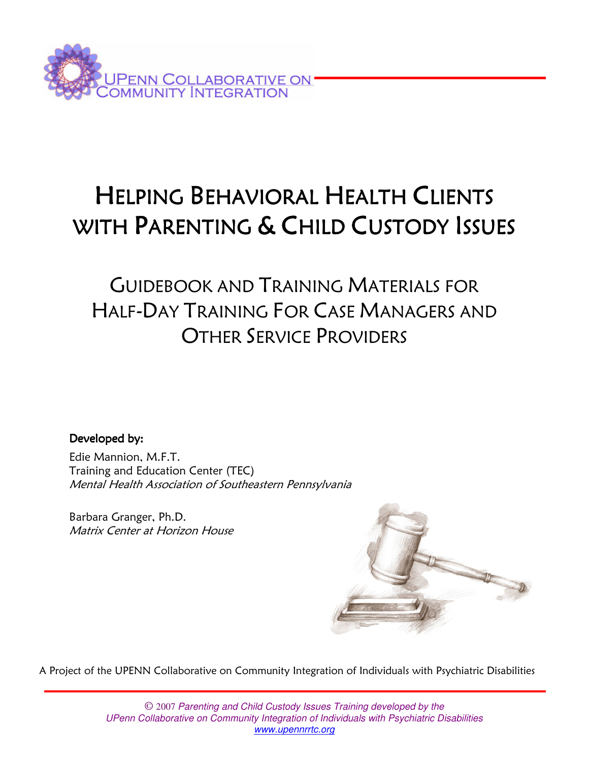UPENN COLLABORATIVE ON COMMUNITY INTEGRATION

# HELPING BEHAVIORAL HEALTH CLIENTS WITH PARENTING & CHILD CUSTODY ISSUES

## GUIDEBOOK AND TRAINING MATERIALS FOR HALF-DAY TRAINING FOR CASE MANAGERS AND OTHER SERVICE PROVIDERS

**Developed by:**

Edie Mannion, M.F.T.
Training and Education Center (TEC)
*Mental Health Association of Southeastern Pennsylvania*

Barbara Granger, Ph.D.
*Matrix Center at Horizon House*

A Project of the UPENN Collaborative on Community Integration of Individuals with Psychiatric Disabilities

© 2007 *Parenting and Child Custody Issues Training developed by the UPenn Collaborative on Community Integration of Individuals with Psychiatric Disabilities*
*www.upennrrtc.org*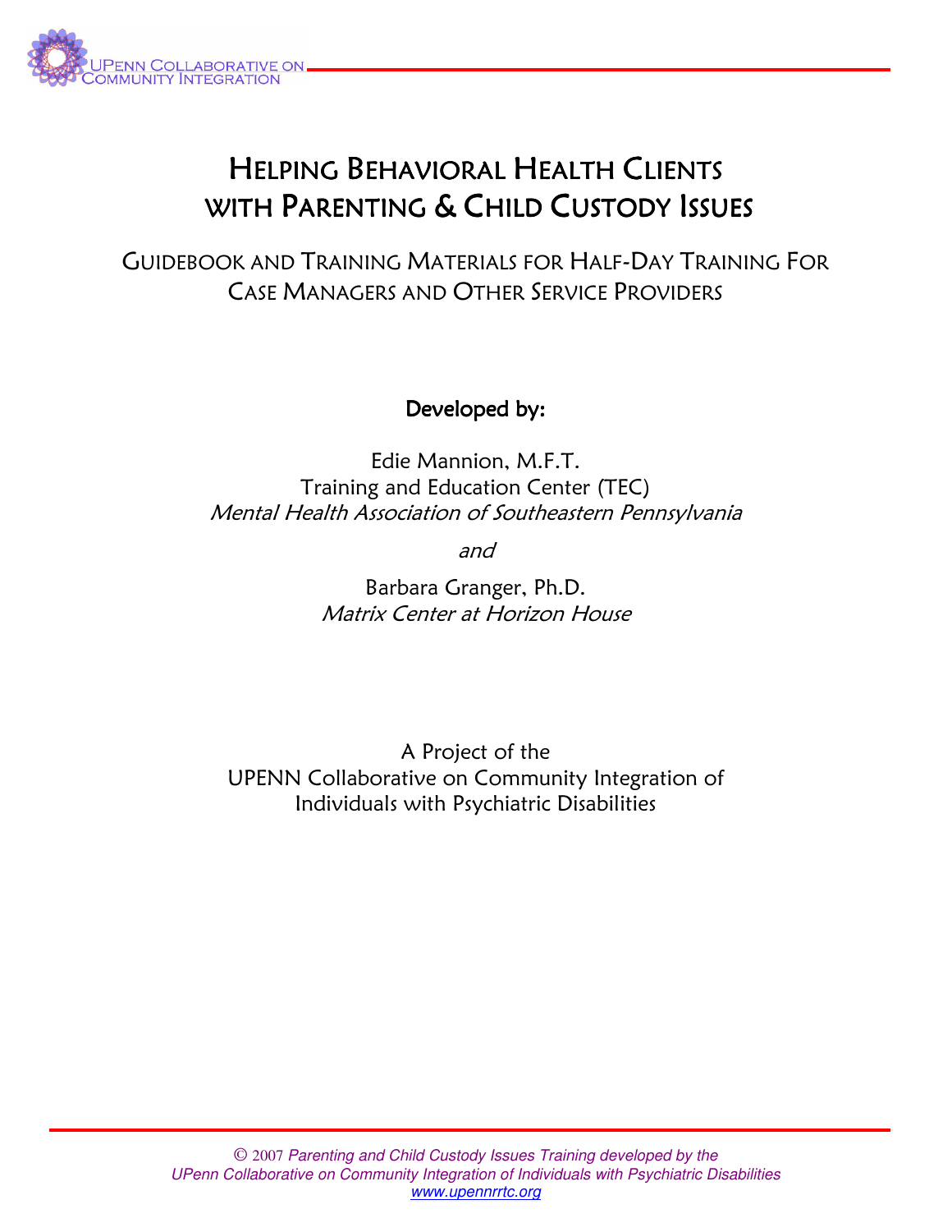# HELPING BEHAVIORAL HEALTH CLIENTS WITH PARENTING & CHILD CUSTODY ISSUES

## GUIDEBOOK AND TRAINING MATERIALS FOR HALF-DAY TRAINING FOR CASE MANAGERS AND OTHER SERVICE PROVIDERS

**Developed by:**

Edie Mannion, M.F.T.
Training and Education Center (TEC)
*Mental Health Association of Southeastern Pennsylvania*

*and*

Barbara Granger, Ph.D.
*Matrix Center at Horizon House*

A Project of the
UPENN Collaborative on Community Integration of
Individuals with Psychiatric Disabilities

© 2007 *Parenting and Child Custody Issues Training developed by the UPenn Collaborative on Community Integration of Individuals with Psychiatric Disabilities*
www.upennrrtc.org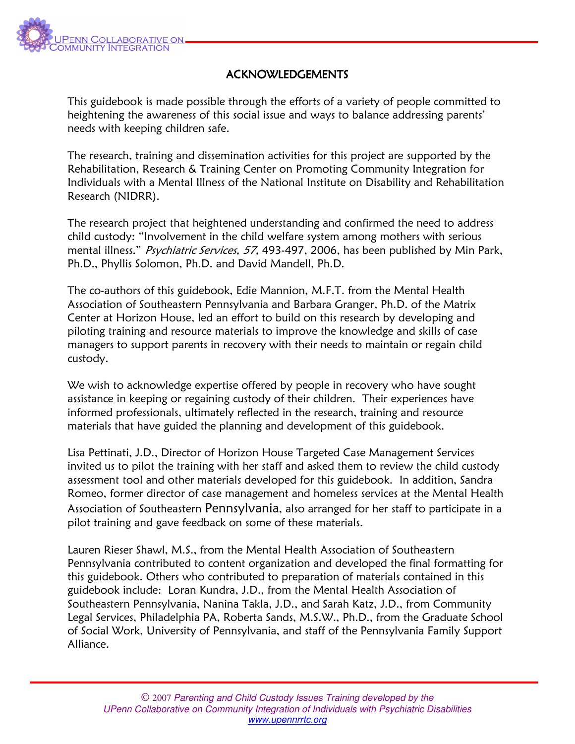## ACKNOWLEDGEMENTS

This guidebook is made possible through the efforts of a variety of people committed to heightening the awareness of this social issue and ways to balance addressing parents' needs with keeping children safe.

The research, training and dissemination activities for this project are supported by the Rehabilitation, Research & Training Center on Promoting Community Integration for Individuals with a Mental Illness of the National Institute on Disability and Rehabilitation Research (NIDRR).

The research project that heightened understanding and confirmed the need to address child custody: "Involvement in the child welfare system among mothers with serious mental illness." *Psychiatric Services, 57,* 493-497, 2006, has been published by Min Park, Ph.D., Phyllis Solomon, Ph.D. and David Mandell, Ph.D.

The co-authors of this guidebook, Edie Mannion, M.F.T. from the Mental Health Association of Southeastern Pennsylvania and Barbara Granger, Ph.D. of the Matrix Center at Horizon House, led an effort to build on this research by developing and piloting training and resource materials to improve the knowledge and skills of case managers to support parents in recovery with their needs to maintain or regain child custody.

We wish to acknowledge expertise offered by people in recovery who have sought assistance in keeping or regaining custody of their children. Their experiences have informed professionals, ultimately reflected in the research, training and resource materials that have guided the planning and development of this guidebook.

Lisa Pettinati, J.D., Director of Horizon House Targeted Case Management Services invited us to pilot the training with her staff and asked them to review the child custody assessment tool and other materials developed for this guidebook. In addition, Sandra Romeo, former director of case management and homeless services at the Mental Health Association of Southeastern Pennsylvania, also arranged for her staff to participate in a pilot training and gave feedback on some of these materials.

Lauren Rieser Shawl, M.S., from the Mental Health Association of Southeastern Pennsylvania contributed to content organization and developed the final formatting for this guidebook. Others who contributed to preparation of materials contained in this guidebook include: Loran Kundra, J.D., from the Mental Health Association of Southeastern Pennsylvania, Nanina Takla, J.D., and Sarah Katz, J.D., from Community Legal Services, Philadelphia PA, Roberta Sands, M.S.W., Ph.D., from the Graduate School of Social Work, University of Pennsylvania, and staff of the Pennsylvania Family Support Alliance.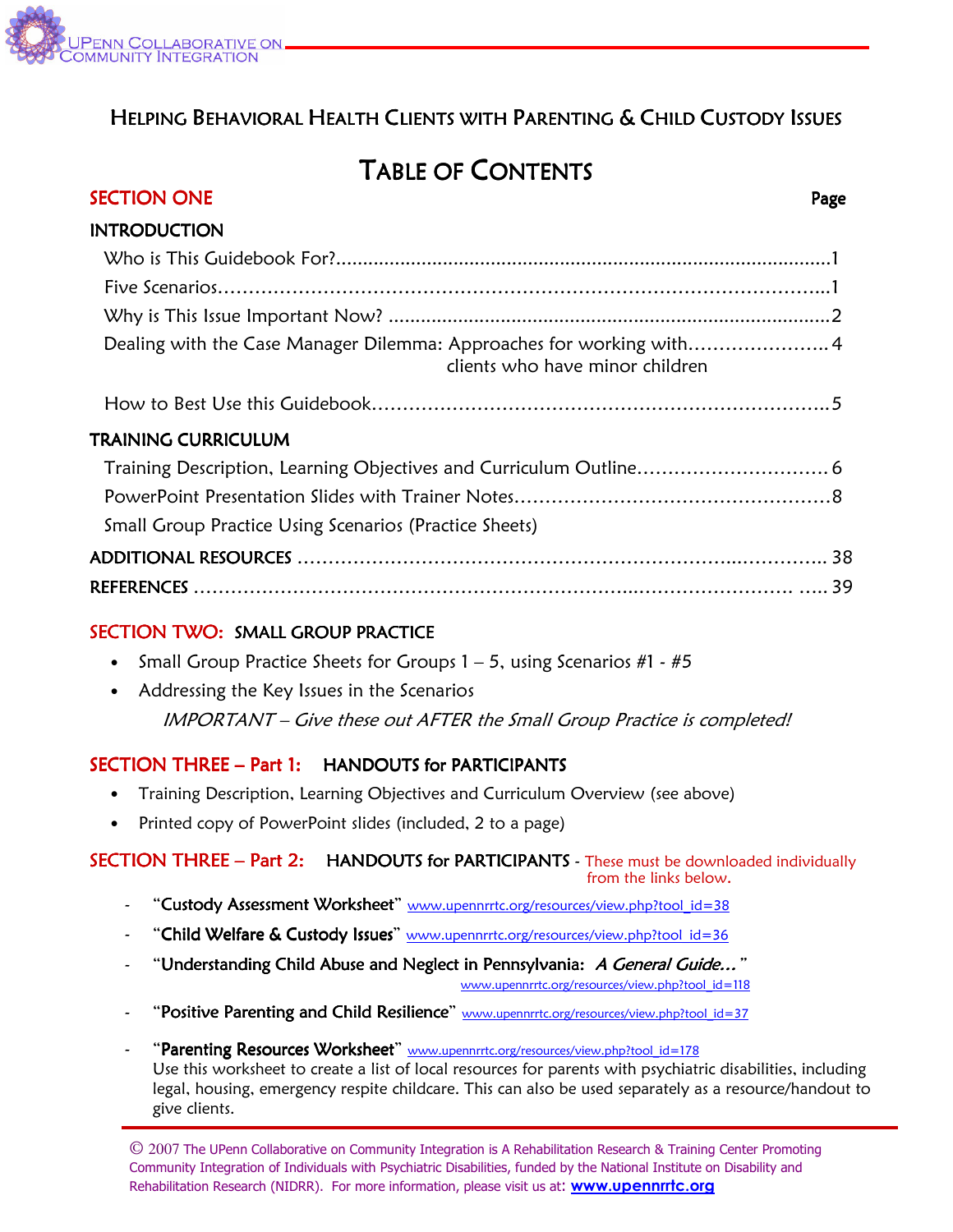# HELPING BEHAVIORAL HEALTH CLIENTS WITH PARENTING & CHILD CUSTODY ISSUES

## TABLE OF CONTENTS

**SECTION ONE** — Page

**INTRODUCTION**

- Who is This Guidebook For? .......... 1
- Five Scenarios .......... 1
- Why is This Issue Important Now? .......... 2
- Dealing with the Case Manager Dilemma: Approaches for working with clients who have minor children .......... 4
- How to Best Use this Guidebook .......... 5

**TRAINING CURRICULUM**

- Training Description, Learning Objectives and Curriculum Outline .......... 6
- PowerPoint Presentation Slides with Trainer Notes .......... 8
- Small Group Practice Using Scenarios (Practice Sheets)

**ADDITIONAL RESOURCES** .......... 38

**REFERENCES** .......... 39

**SECTION TWO: SMALL GROUP PRACTICE**

- Small Group Practice Sheets for Groups 1 – 5, using Scenarios #1 - #5
- Addressing the Key Issues in the Scenarios

  *IMPORTANT – Give these out AFTER the Small Group Practice is completed!*

**SECTION THREE – Part 1: HANDOUTS for PARTICIPANTS**

- Training Description, Learning Objectives and Curriculum Overview (see above)
- Printed copy of PowerPoint slides (included, 2 to a page)

**SECTION THREE – Part 2: HANDOUTS for PARTICIPANTS** - These must be downloaded individually from the links below.

- "Custody Assessment Worksheet" www.upennrrtc.org/resources/view.php?tool_id=38
- "Child Welfare & Custody Issues" www.upennrrtc.org/resources/view.php?tool_id=36
- "Understanding Child Abuse and Neglect in Pennsylvania: *A General Guide…*" www.upennrrtc.org/resources/view.php?tool_id=118
- "Positive Parenting and Child Resilience" www.upennrrtc.org/resources/view.php?tool_id=37
- "Parenting Resources Worksheet" www.upennrrtc.org/resources/view.php?tool_id=178
  Use this worksheet to create a list of local resources for parents with psychiatric disabilities, including legal, housing, emergency respite childcare. This can also be used separately as a resource/handout to give clients.

© 2007 The UPenn Collaborative on Community Integration is A Rehabilitation Research & Training Center Promoting Community Integration of Individuals with Psychiatric Disabilities, funded by the National Institute on Disability and Rehabilitation Research (NIDRR). For more information, please visit us at: www.upennrrtc.org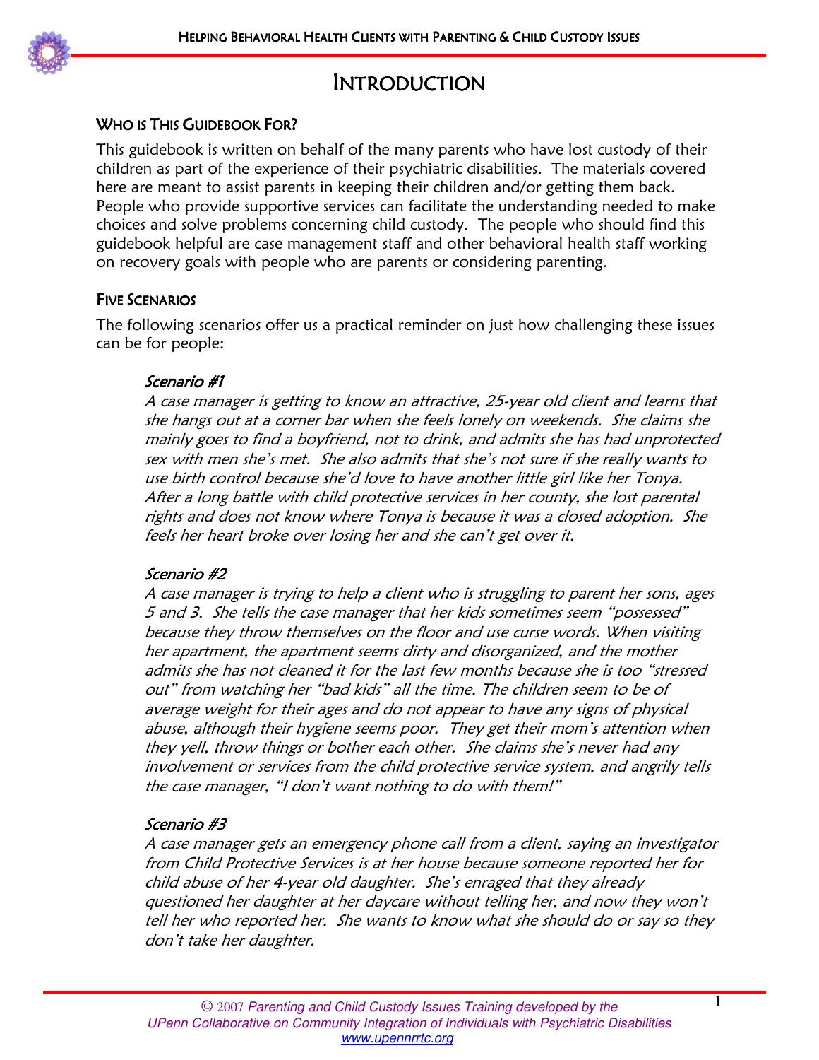# INTRODUCTION

## WHO IS THIS GUIDEBOOK FOR?

This guidebook is written on behalf of the many parents who have lost custody of their children as part of the experience of their psychiatric disabilities. The materials covered here are meant to assist parents in keeping their children and/or getting them back. People who provide supportive services can facilitate the understanding needed to make choices and solve problems concerning child custody. The people who should find this guidebook helpful are case management staff and other behavioral health staff working on recovery goals with people who are parents or considering parenting.

## FIVE SCENARIOS

The following scenarios offer us a practical reminder on just how challenging these issues can be for people:

### *Scenario #1*

*A case manager is getting to know an attractive, 25-year old client and learns that she hangs out at a corner bar when she feels lonely on weekends. She claims she mainly goes to find a boyfriend, not to drink, and admits she has had unprotected sex with men she's met. She also admits that she's not sure if she really wants to use birth control because she'd love to have another little girl like her Tonya. After a long battle with child protective services in her county, she lost parental rights and does not know where Tonya is because it was a closed adoption. She feels her heart broke over losing her and she can't get over it.*

### *Scenario #2*

*A case manager is trying to help a client who is struggling to parent her sons, ages 5 and 3. She tells the case manager that her kids sometimes seem "possessed" because they throw themselves on the floor and use curse words. When visiting her apartment, the apartment seems dirty and disorganized, and the mother admits she has not cleaned it for the last few months because she is too "stressed out" from watching her "bad kids" all the time. The children seem to be of average weight for their ages and do not appear to have any signs of physical abuse, although their hygiene seems poor. They get their mom's attention when they yell, throw things or bother each other. She claims she's never had any involvement or services from the child protective service system, and angrily tells the case manager, "I don't want nothing to do with them!"*

### *Scenario #3*

*A case manager gets an emergency phone call from a client, saying an investigator from Child Protective Services is at her house because someone reported her for child abuse of her 4-year old daughter. She's enraged that they already questioned her daughter at her daycare without telling her, and now they won't tell her who reported her. She wants to know what she should do or say so they don't take her daughter.*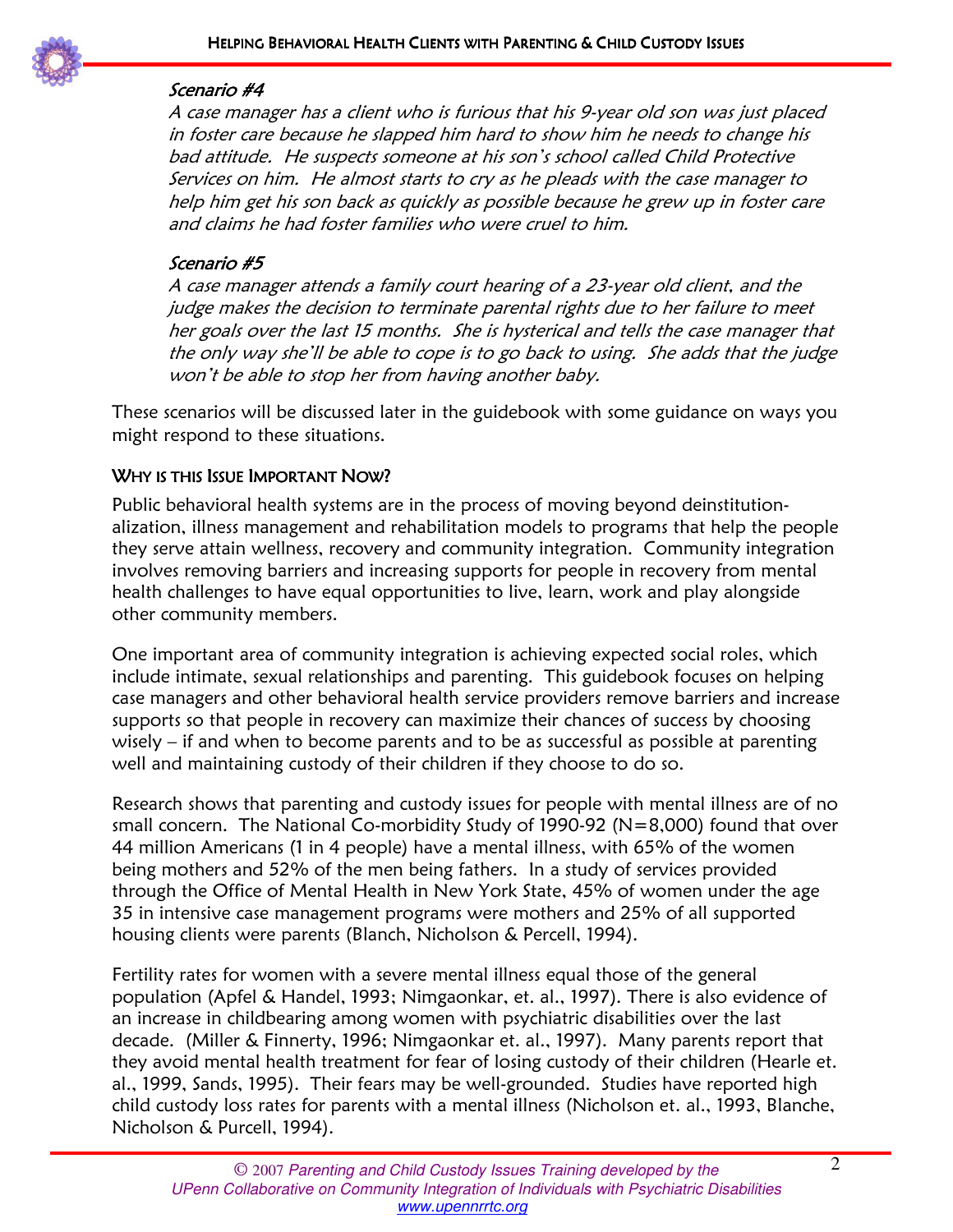### *Scenario #4*

*A case manager has a client who is furious that his 9-year old son was just placed in foster care because he slapped him hard to show him he needs to change his bad attitude. He suspects someone at his son's school called Child Protective Services on him. He almost starts to cry as he pleads with the case manager to help him get his son back as quickly as possible because he grew up in foster care and claims he had foster families who were cruel to him.*

### *Scenario #5*

*A case manager attends a family court hearing of a 23-year old client, and the judge makes the decision to terminate parental rights due to her failure to meet her goals over the last 15 months. She is hysterical and tells the case manager that the only way she'll be able to cope is to go back to using. She adds that the judge won't be able to stop her from having another baby.*

These scenarios will be discussed later in the guidebook with some guidance on ways you might respond to these situations.

## Why is this Issue Important Now?

Public behavioral health systems are in the process of moving beyond deinstitution-alization, illness management and rehabilitation models to programs that help the people they serve attain wellness, recovery and community integration. Community integration involves removing barriers and increasing supports for people in recovery from mental health challenges to have equal opportunities to live, learn, work and play alongside other community members.

One important area of community integration is achieving expected social roles, which include intimate, sexual relationships and parenting. This guidebook focuses on helping case managers and other behavioral health service providers remove barriers and increase supports so that people in recovery can maximize their chances of success by choosing wisely – if and when to become parents and to be as successful as possible at parenting well and maintaining custody of their children if they choose to do so.

Research shows that parenting and custody issues for people with mental illness are of no small concern. The National Co-morbidity Study of 1990-92 (N=8,000) found that over 44 million Americans (1 in 4 people) have a mental illness, with 65% of the women being mothers and 52% of the men being fathers. In a study of services provided through the Office of Mental Health in New York State, 45% of women under the age 35 in intensive case management programs were mothers and 25% of all supported housing clients were parents (Blanch, Nicholson & Percell, 1994).

Fertility rates for women with a severe mental illness equal those of the general population (Apfel & Handel, 1993; Nimgaonkar, et. al., 1997). There is also evidence of an increase in childbearing among women with psychiatric disabilities over the last decade. (Miller & Finnerty, 1996; Nimgaonkar et. al., 1997). Many parents report that they avoid mental health treatment for fear of losing custody of their children (Hearle et. al., 1999, Sands, 1995). Their fears may be well-grounded. Studies have reported high child custody loss rates for parents with a mental illness (Nicholson et. al., 1993, Blanche, Nicholson & Purcell, 1994).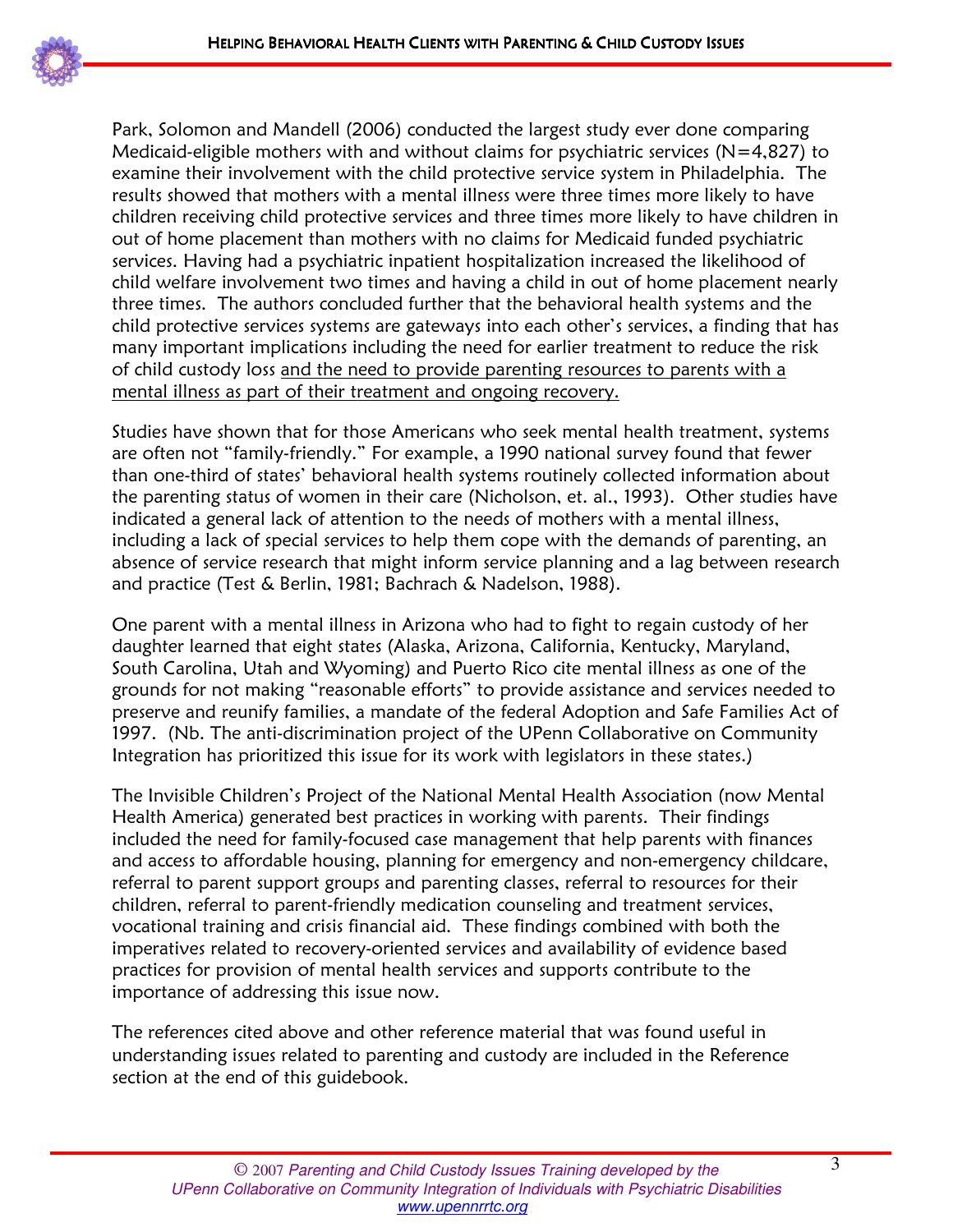Park, Solomon and Mandell (2006) conducted the largest study ever done comparing Medicaid-eligible mothers with and without claims for psychiatric services (N=4,827) to examine their involvement with the child protective service system in Philadelphia. The results showed that mothers with a mental illness were three times more likely to have children receiving child protective services and three times more likely to have children in out of home placement than mothers with no claims for Medicaid funded psychiatric services. Having had a psychiatric inpatient hospitalization increased the likelihood of child welfare involvement two times and having a child in out of home placement nearly three times. The authors concluded further that the behavioral health systems and the child protective services systems are gateways into each other's services, a finding that has many important implications including the need for earlier treatment to reduce the risk of child custody loss <u>and the need to provide parenting resources to parents with a mental illness as part of their treatment and ongoing recovery.</u>

Studies have shown that for those Americans who seek mental health treatment, systems are often not "family-friendly." For example, a 1990 national survey found that fewer than one-third of states' behavioral health systems routinely collected information about the parenting status of women in their care (Nicholson, et. al., 1993). Other studies have indicated a general lack of attention to the needs of mothers with a mental illness, including a lack of special services to help them cope with the demands of parenting, an absence of service research that might inform service planning and a lag between research and practice (Test & Berlin, 1981; Bachrach & Nadelson, 1988).

One parent with a mental illness in Arizona who had to fight to regain custody of her daughter learned that eight states (Alaska, Arizona, California, Kentucky, Maryland, South Carolina, Utah and Wyoming) and Puerto Rico cite mental illness as one of the grounds for not making "reasonable efforts" to provide assistance and services needed to preserve and reunify families, a mandate of the federal Adoption and Safe Families Act of 1997. (Nb. The anti-discrimination project of the UPenn Collaborative on Community Integration has prioritized this issue for its work with legislators in these states.)

The Invisible Children's Project of the National Mental Health Association (now Mental Health America) generated best practices in working with parents. Their findings included the need for family-focused case management that help parents with finances and access to affordable housing, planning for emergency and non-emergency childcare, referral to parent support groups and parenting classes, referral to resources for their children, referral to parent-friendly medication counseling and treatment services, vocational training and crisis financial aid. These findings combined with both the imperatives related to recovery-oriented services and availability of evidence based practices for provision of mental health services and supports contribute to the importance of addressing this issue now.

The references cited above and other reference material that was found useful in understanding issues related to parenting and custody are included in the Reference section at the end of this guidebook.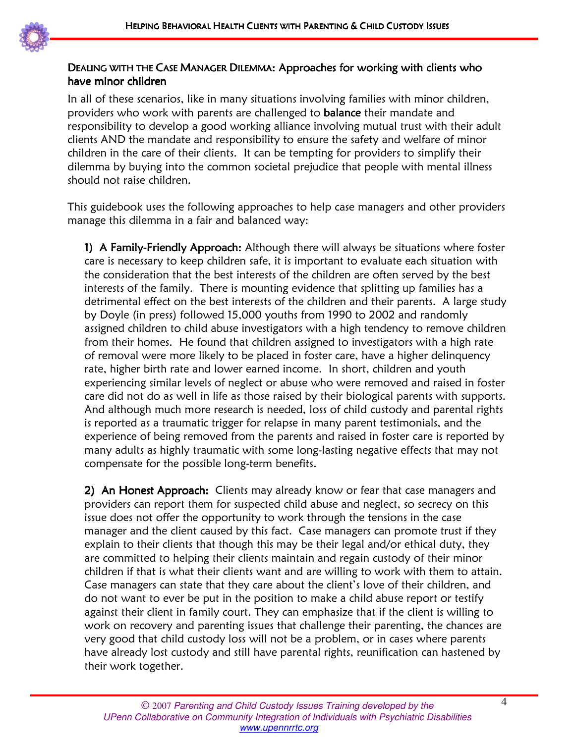## DEALING WITH THE CASE MANAGER DILEMMA: Approaches for working with clients who have minor children

In all of these scenarios, like in many situations involving families with minor children, providers who work with parents are challenged to **balance** their mandate and responsibility to develop a good working alliance involving mutual trust with their adult clients AND the mandate and responsibility to ensure the safety and welfare of minor children in the care of their clients. It can be tempting for providers to simplify their dilemma by buying into the common societal prejudice that people with mental illness should not raise children.

This guidebook uses the following approaches to help case managers and other providers manage this dilemma in a fair and balanced way:

**1) A Family-Friendly Approach:** Although there will always be situations where foster care is necessary to keep children safe, it is important to evaluate each situation with the consideration that the best interests of the children are often served by the best interests of the family. There is mounting evidence that splitting up families has a detrimental effect on the best interests of the children and their parents. A large study by Doyle (in press) followed 15,000 youths from 1990 to 2002 and randomly assigned children to child abuse investigators with a high tendency to remove children from their homes. He found that children assigned to investigators with a high rate of removal were more likely to be placed in foster care, have a higher delinquency rate, higher birth rate and lower earned income. In short, children and youth experiencing similar levels of neglect or abuse who were removed and raised in foster care did not do as well in life as those raised by their biological parents with supports. And although much more research is needed, loss of child custody and parental rights is reported as a traumatic trigger for relapse in many parent testimonials, and the experience of being removed from the parents and raised in foster care is reported by many adults as highly traumatic with some long-lasting negative effects that may not compensate for the possible long-term benefits.

**2) An Honest Approach:** Clients may already know or fear that case managers and providers can report them for suspected child abuse and neglect, so secrecy on this issue does not offer the opportunity to work through the tensions in the case manager and the client caused by this fact. Case managers can promote trust if they explain to their clients that though this may be their legal and/or ethical duty, they are committed to helping their clients maintain and regain custody of their minor children if that is what their clients want and are willing to work with them to attain. Case managers can state that they care about the client's love of their children, and do not want to ever be put in the position to make a child abuse report or testify against their client in family court. They can emphasize that if the client is willing to work on recovery and parenting issues that challenge their parenting, the chances are very good that child custody loss will not be a problem, or in cases where parents have already lost custody and still have parental rights, reunification can hastened by their work together.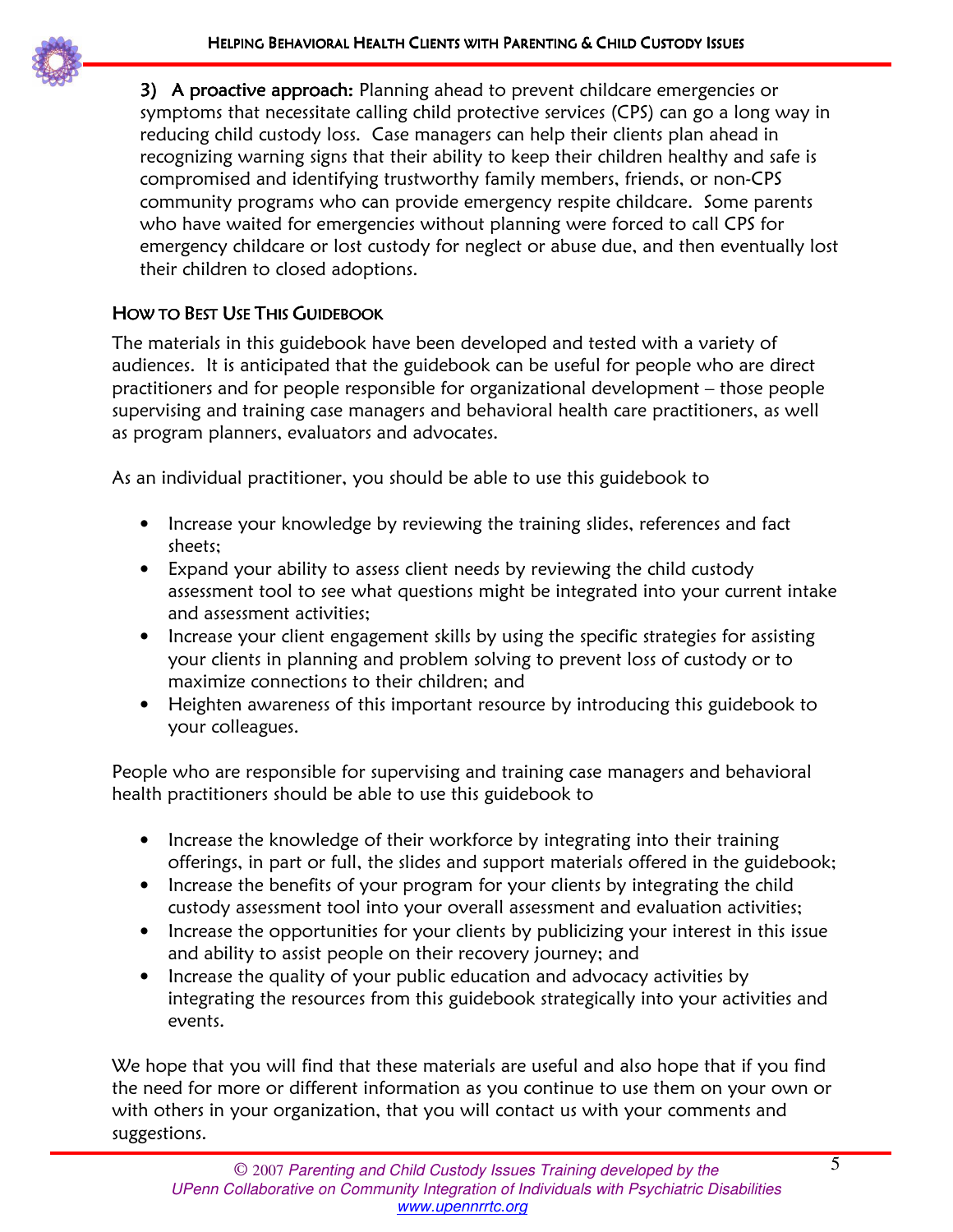3) **A proactive approach:** Planning ahead to prevent childcare emergencies or symptoms that necessitate calling child protective services (CPS) can go a long way in reducing child custody loss. Case managers can help their clients plan ahead in recognizing warning signs that their ability to keep their children healthy and safe is compromised and identifying trustworthy family members, friends, or non-CPS community programs who can provide emergency respite childcare. Some parents who have waited for emergencies without planning were forced to call CPS for emergency childcare or lost custody for neglect or abuse due, and then eventually lost their children to closed adoptions.

## How to Best Use This Guidebook

The materials in this guidebook have been developed and tested with a variety of audiences. It is anticipated that the guidebook can be useful for people who are direct practitioners and for people responsible for organizational development – those people supervising and training case managers and behavioral health care practitioners, as well as program planners, evaluators and advocates.

As an individual practitioner, you should be able to use this guidebook to

- Increase your knowledge by reviewing the training slides, references and fact sheets;
- Expand your ability to assess client needs by reviewing the child custody assessment tool to see what questions might be integrated into your current intake and assessment activities;
- Increase your client engagement skills by using the specific strategies for assisting your clients in planning and problem solving to prevent loss of custody or to maximize connections to their children; and
- Heighten awareness of this important resource by introducing this guidebook to your colleagues.

People who are responsible for supervising and training case managers and behavioral health practitioners should be able to use this guidebook to

- Increase the knowledge of their workforce by integrating into their training offerings, in part or full, the slides and support materials offered in the guidebook;
- Increase the benefits of your program for your clients by integrating the child custody assessment tool into your overall assessment and evaluation activities;
- Increase the opportunities for your clients by publicizing your interest in this issue and ability to assist people on their recovery journey; and
- Increase the quality of your public education and advocacy activities by integrating the resources from this guidebook strategically into your activities and events.

We hope that you will find that these materials are useful and also hope that if you find the need for more or different information as you continue to use them on your own or with others in your organization, that you will contact us with your comments and suggestions.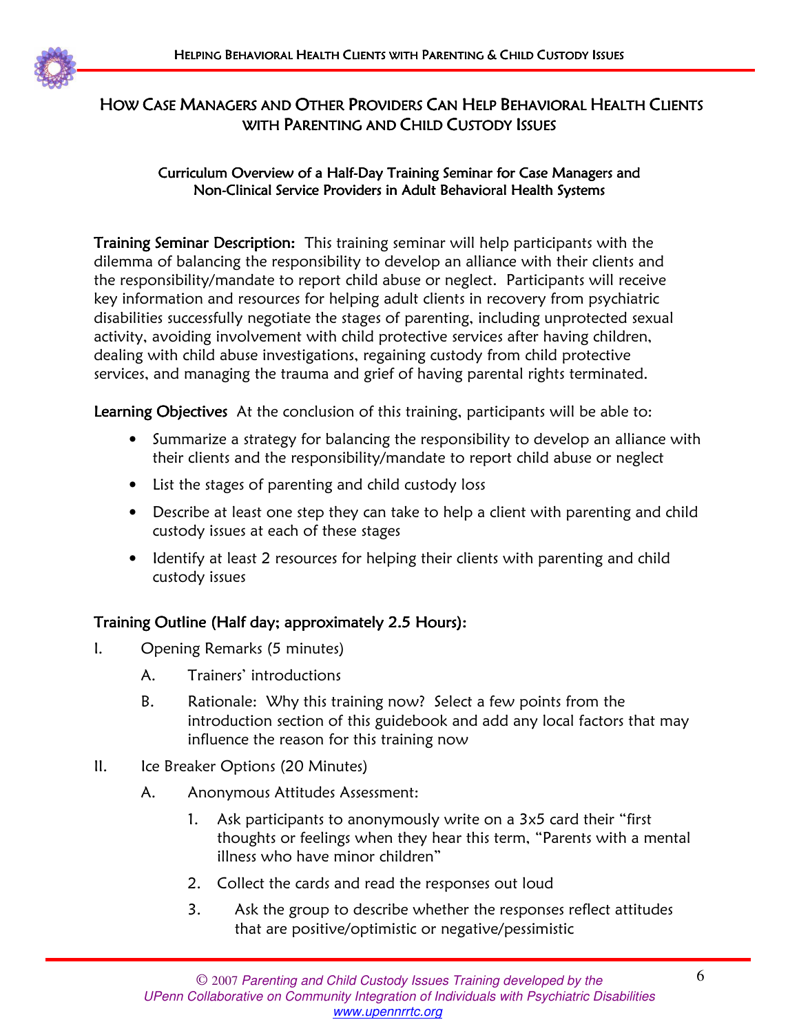## How Case Managers and Other Providers Can Help Behavioral Health Clients with Parenting and Child Custody Issues

### Curriculum Overview of a Half-Day Training Seminar for Case Managers and Non-Clinical Service Providers in Adult Behavioral Health Systems

**Training Seminar Description:** This training seminar will help participants with the dilemma of balancing the responsibility to develop an alliance with their clients and the responsibility/mandate to report child abuse or neglect. Participants will receive key information and resources for helping adult clients in recovery from psychiatric disabilities successfully negotiate the stages of parenting, including unprotected sexual activity, avoiding involvement with child protective services after having children, dealing with child abuse investigations, regaining custody from child protective services, and managing the trauma and grief of having parental rights terminated.

**Learning Objectives** At the conclusion of this training, participants will be able to:

- Summarize a strategy for balancing the responsibility to develop an alliance with their clients and the responsibility/mandate to report child abuse or neglect
- List the stages of parenting and child custody loss
- Describe at least one step they can take to help a client with parenting and child custody issues at each of these stages
- Identify at least 2 resources for helping their clients with parenting and child custody issues

**Training Outline (Half day; approximately 2.5 Hours):**

I. Opening Remarks (5 minutes)

   A. Trainers' introductions

   B. Rationale: Why this training now? Select a few points from the introduction section of this guidebook and add any local factors that may influence the reason for this training now

II. Ice Breaker Options (20 Minutes)

   A. Anonymous Attitudes Assessment:

      1. Ask participants to anonymously write on a 3x5 card their "first thoughts or feelings when they hear this term, "Parents with a mental illness who have minor children"

      2. Collect the cards and read the responses out loud

      3. Ask the group to describe whether the responses reflect attitudes that are positive/optimistic or negative/pessimistic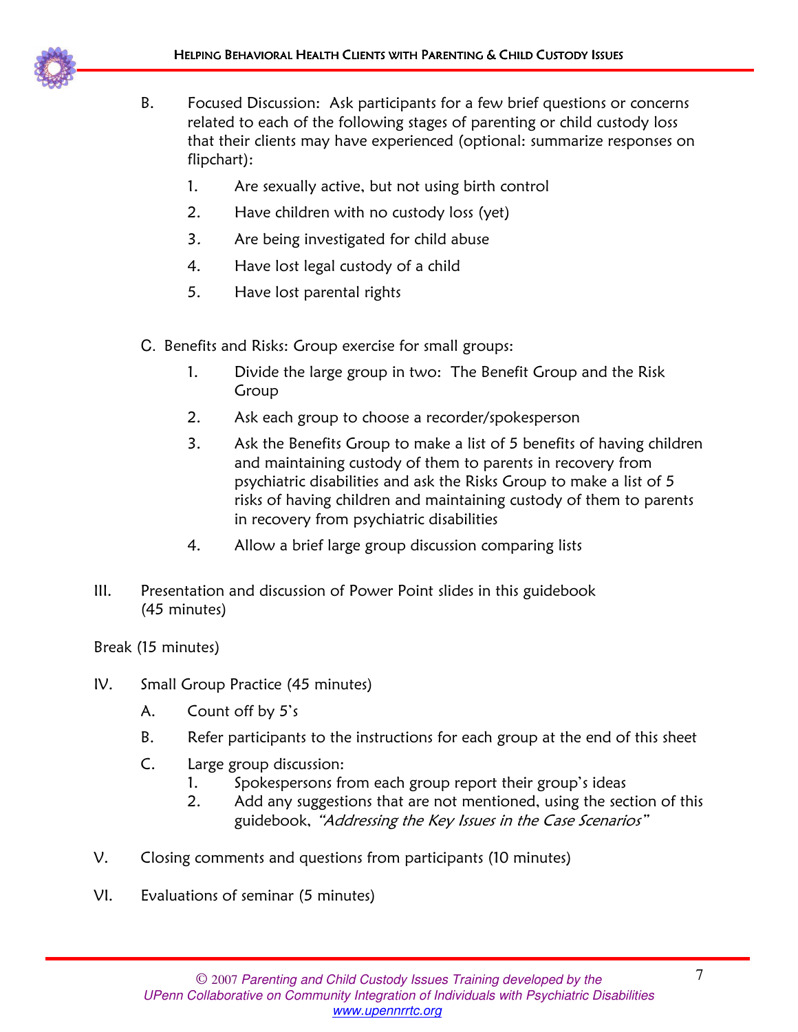B. Focused Discussion: Ask participants for a few brief questions or concerns related to each of the following stages of parenting or child custody loss that their clients may have experienced (optional: summarize responses on flipchart):

   1. Are sexually active, but not using birth control
   2. Have children with no custody loss (yet)
   3. Are being investigated for child abuse
   4. Have lost legal custody of a child
   5. Have lost parental rights

C. Benefits and Risks: Group exercise for small groups:

   1. Divide the large group in two: The Benefit Group and the Risk Group
   2. Ask each group to choose a recorder/spokesperson
   3. Ask the Benefits Group to make a list of 5 benefits of having children and maintaining custody of them to parents in recovery from psychiatric disabilities and ask the Risks Group to make a list of 5 risks of having children and maintaining custody of them to parents in recovery from psychiatric disabilities
   4. Allow a brief large group discussion comparing lists

III. Presentation and discussion of Power Point slides in this guidebook (45 minutes)

Break (15 minutes)

IV. Small Group Practice (45 minutes)

   A. Count off by 5's
   B. Refer participants to the instructions for each group at the end of this sheet
   C. Large group discussion:
      1. Spokespersons from each group report their group's ideas
      2. Add any suggestions that are not mentioned, using the section of this guidebook, *"Addressing the Key Issues in the Case Scenarios"*

V. Closing comments and questions from participants (10 minutes)

VI. Evaluations of seminar (5 minutes)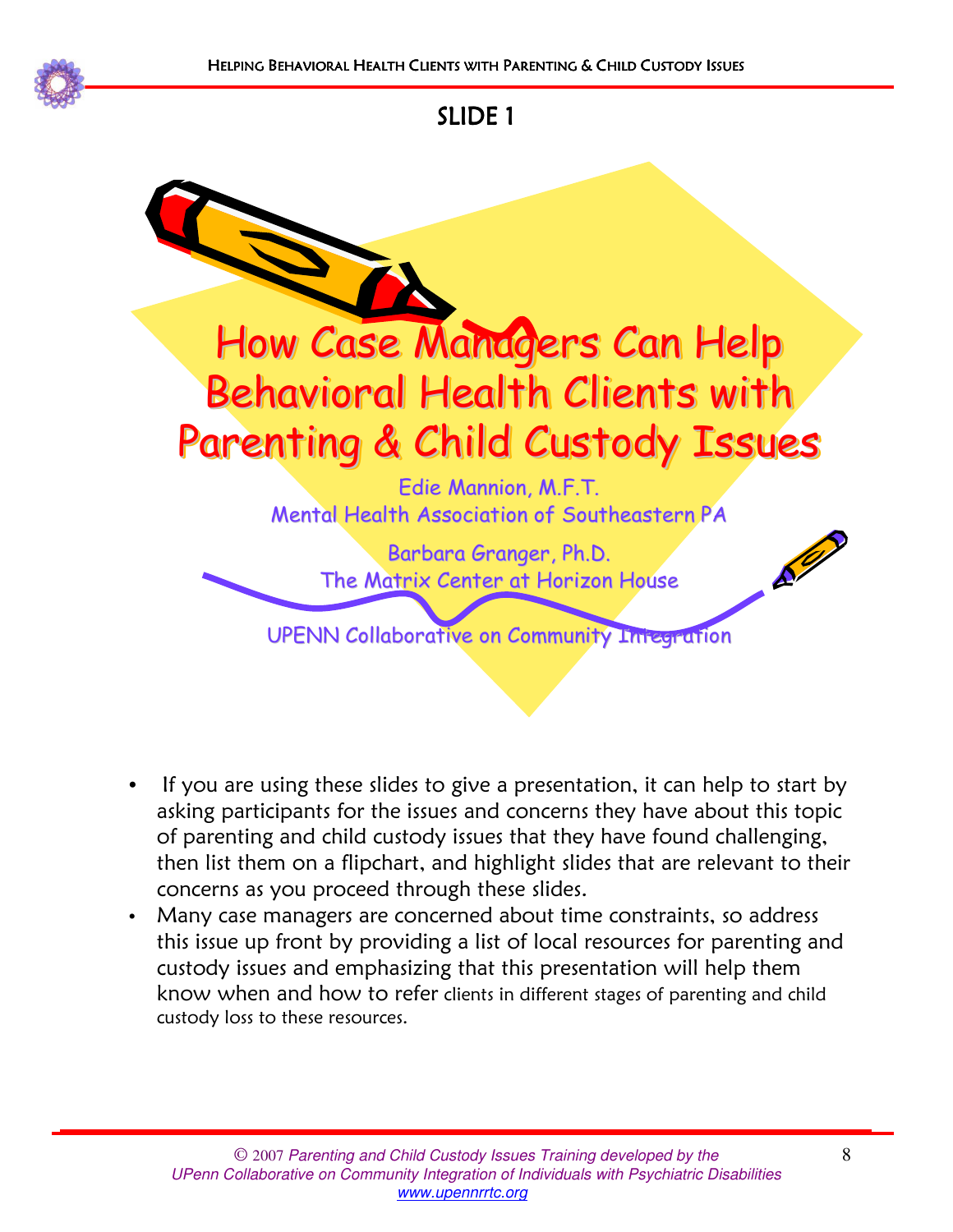## SLIDE 1

# How Case Managers Can Help Behavioral Health Clients with Parenting & Child Custody Issues

Edie Mannion, M.F.T.
Mental Health Association of Southeastern PA

Barbara Granger, Ph.D.
The Matrix Center at Horizon House

UPENN Collaborative on Community Integration

- If you are using these slides to give a presentation, it can help to start by asking participants for the issues and concerns they have about this topic of parenting and child custody issues that they have found challenging, then list them on a flipchart, and highlight slides that are relevant to their concerns as you proceed through these slides.
- Many case managers are concerned about time constraints, so address this issue up front by providing a list of local resources for parenting and custody issues and emphasizing that this presentation will help them know when and how to refer clients in different stages of parenting and child custody loss to these resources.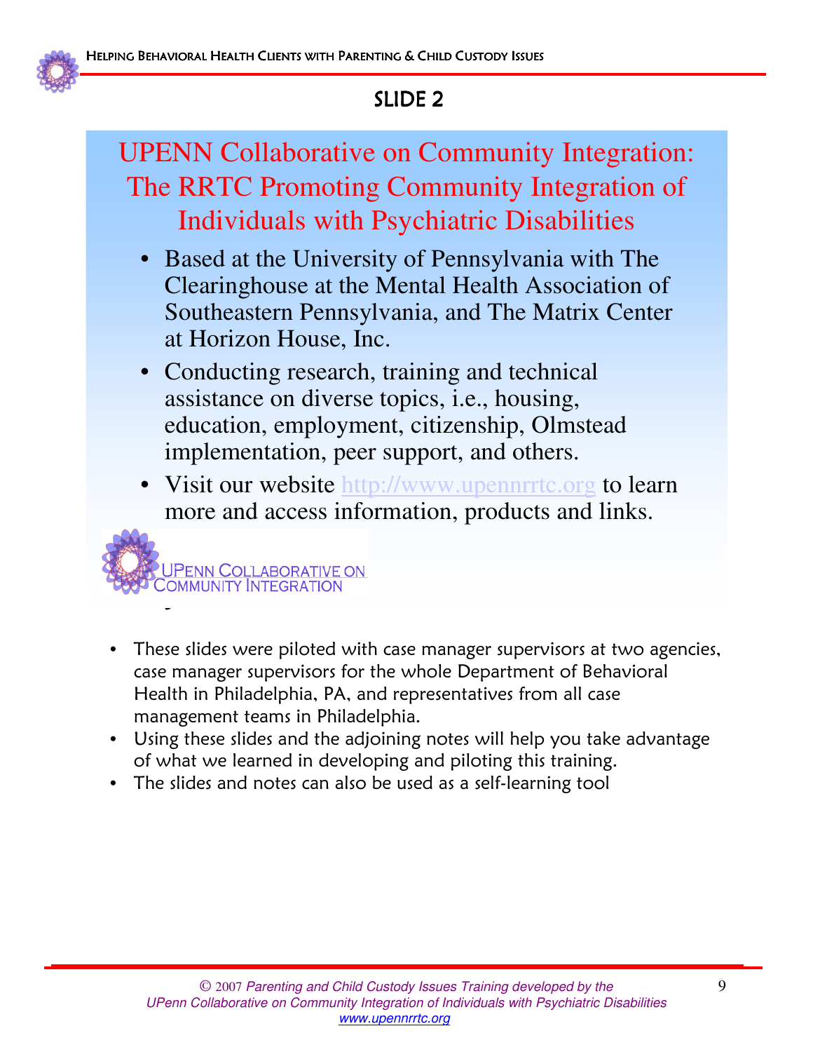## SLIDE 2

### UPENN Collaborative on Community Integration: The RRTC Promoting Community Integration of Individuals with Psychiatric Disabilities

- Based at the University of Pennsylvania with The Clearinghouse at the Mental Health Association of Southeastern Pennsylvania, and The Matrix Center at Horizon House, Inc.
- Conducting research, training and technical assistance on diverse topics, i.e., housing, education, employment, citizenship, Olmstead implementation, peer support, and others.
- Visit our website http://www.upennrrtc.org to learn more and access information, products and links.

UPENN COLLABORATIVE ON COMMUNITY INTEGRATION

- These slides were piloted with case manager supervisors at two agencies, case manager supervisors for the whole Department of Behavioral Health in Philadelphia, PA, and representatives from all case management teams in Philadelphia.
- Using these slides and the adjoining notes will help you take advantage of what we learned in developing and piloting this training.
- The slides and notes can also be used as a self-learning tool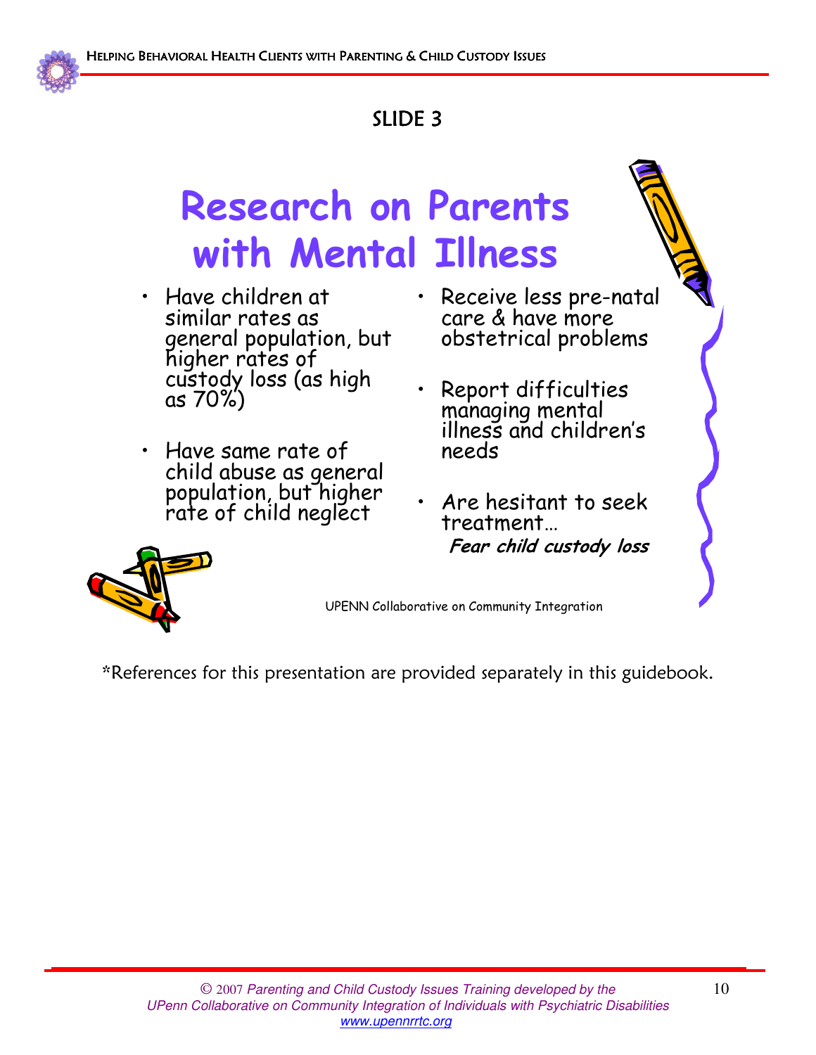SLIDE 3

# Research on Parents with Mental Illness

- Have children at similar rates as general population, but higher rates of custody loss (as high as 70%)
- Have same rate of child abuse as general population, but higher rate of child neglect
- Receive less pre-natal care & have more obstetrical problems
- Report difficulties managing mental illness and children's needs
- Are hesitant to seek treatment…
  ***Fear child custody loss***

UPENN Collaborative on Community Integration

*References for this presentation are provided separately in this guidebook.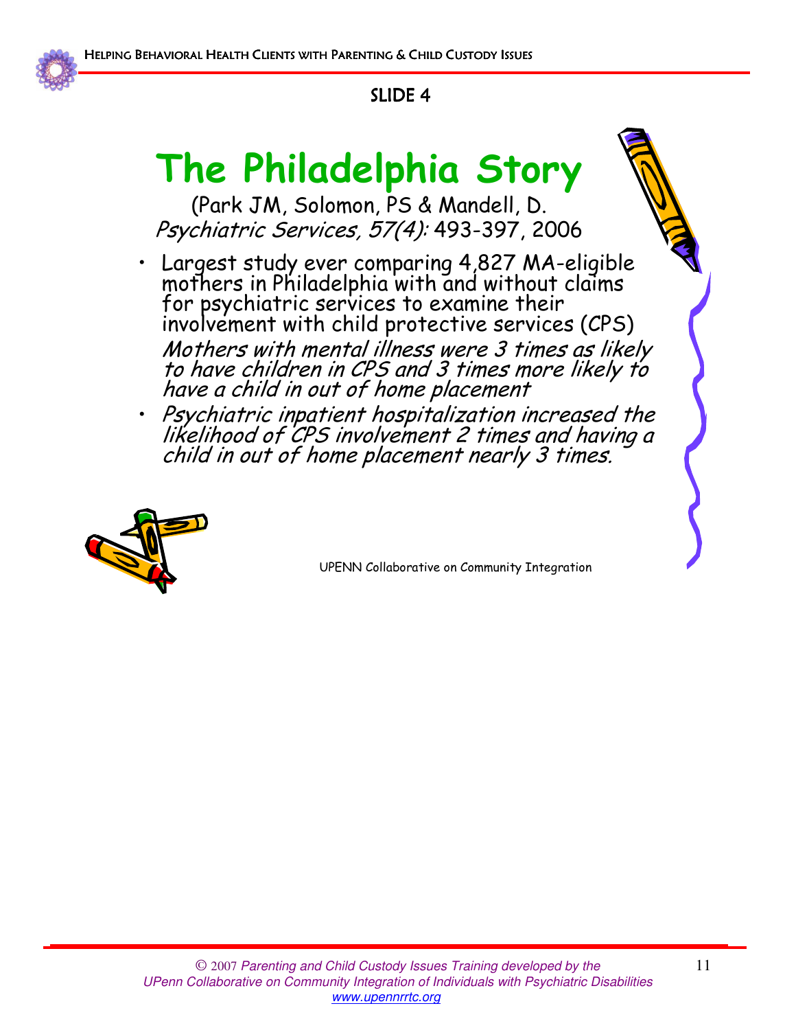SLIDE 4

# The Philadelphia Story

(Park JM, Solomon, PS & Mandell, D. *Psychiatric Services, 57(4):* 493-397, 2006

- Largest study ever comparing 4,827 MA-eligible mothers in Philadelphia with and without claims for psychiatric services to examine their involvement with child protective services (CPS)
  *Mothers with mental illness were 3 times as likely to have children in CPS and 3 times more likely to have a child in out of home placement*
- *Psychiatric inpatient hospitalization increased the likelihood of CPS involvement 2 times and having a child in out of home placement nearly 3 times.*

UPENN Collaborative on Community Integration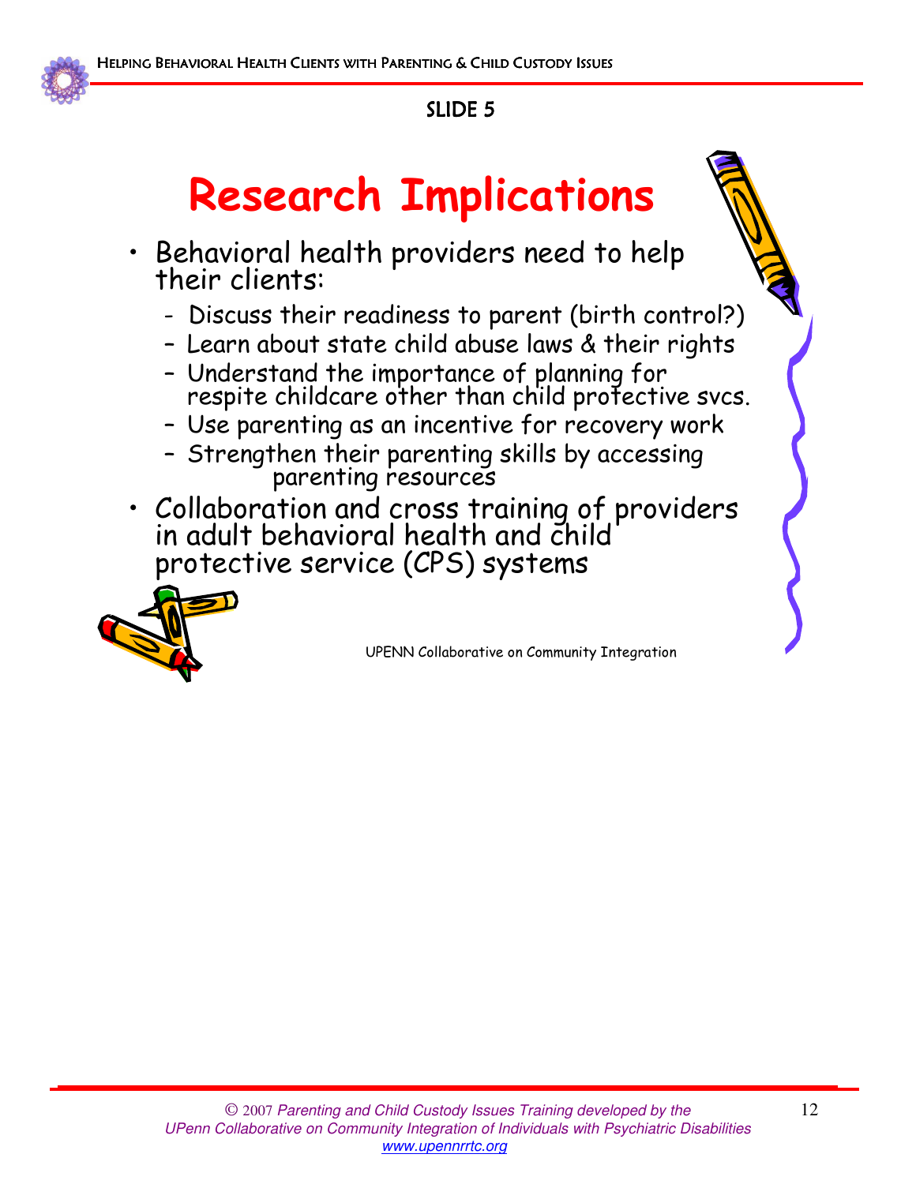SLIDE 5

# Research Implications

- Behavioral health providers need to help their clients:
  - Discuss their readiness to parent (birth control?)
  - Learn about state child abuse laws & their rights
  - Understand the importance of planning for respite childcare other than child protective svcs.
  - Use parenting as an incentive for recovery work
  - Strengthen their parenting skills by accessing parenting resources
- Collaboration and cross training of providers in adult behavioral health and child protective service (CPS) systems

UPENN Collaborative on Community Integration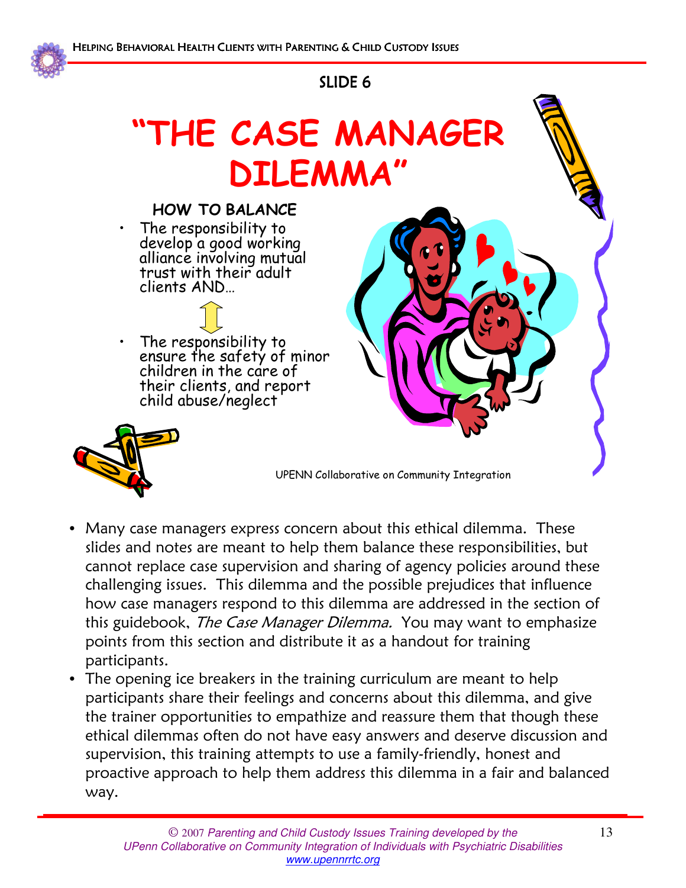## SLIDE 6

# "THE CASE MANAGER DILEMMA"

### HOW TO BALANCE

- The responsibility to develop a good working alliance involving mutual trust with their adult clients AND…

↕

- The responsibility to ensure the safety of minor children in the care of their clients, and report child abuse/neglect

UPENN Collaborative on Community Integration

- Many case managers express concern about this ethical dilemma. These slides and notes are meant to help them balance these responsibilities, but cannot replace case supervision and sharing of agency policies around these challenging issues. This dilemma and the possible prejudices that influence how case managers respond to this dilemma are addressed in the section of this guidebook, *The Case Manager Dilemma.* You may want to emphasize points from this section and distribute it as a handout for training participants.
- The opening ice breakers in the training curriculum are meant to help participants share their feelings and concerns about this dilemma, and give the trainer opportunities to empathize and reassure them that though these ethical dilemmas often do not have easy answers and deserve discussion and supervision, this training attempts to use a family-friendly, honest and proactive approach to help them address this dilemma in a fair and balanced way.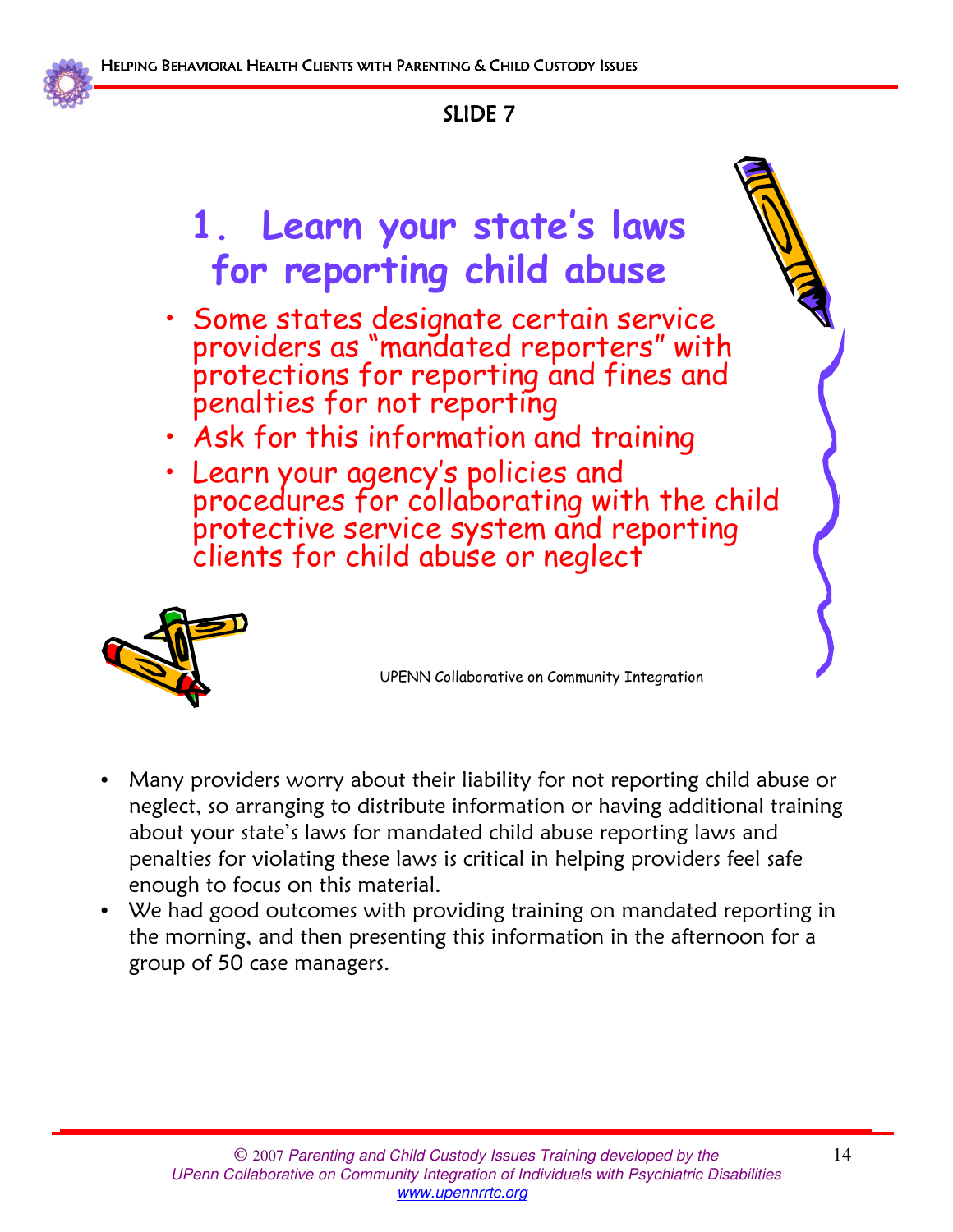## SLIDE 7

# 1. Learn your state's laws for reporting child abuse

- Some states designate certain service providers as "mandated reporters" with protections for reporting and fines and penalties for not reporting
- Ask for this information and training
- Learn your agency's policies and procedures for collaborating with the child protective service system and reporting clients for child abuse or neglect

UPENN Collaborative on Community Integration

- Many providers worry about their liability for not reporting child abuse or neglect, so arranging to distribute information or having additional training about your state's laws for mandated child abuse reporting laws and penalties for violating these laws is critical in helping providers feel safe enough to focus on this material.
- We had good outcomes with providing training on mandated reporting in the morning, and then presenting this information in the afternoon for a group of 50 case managers.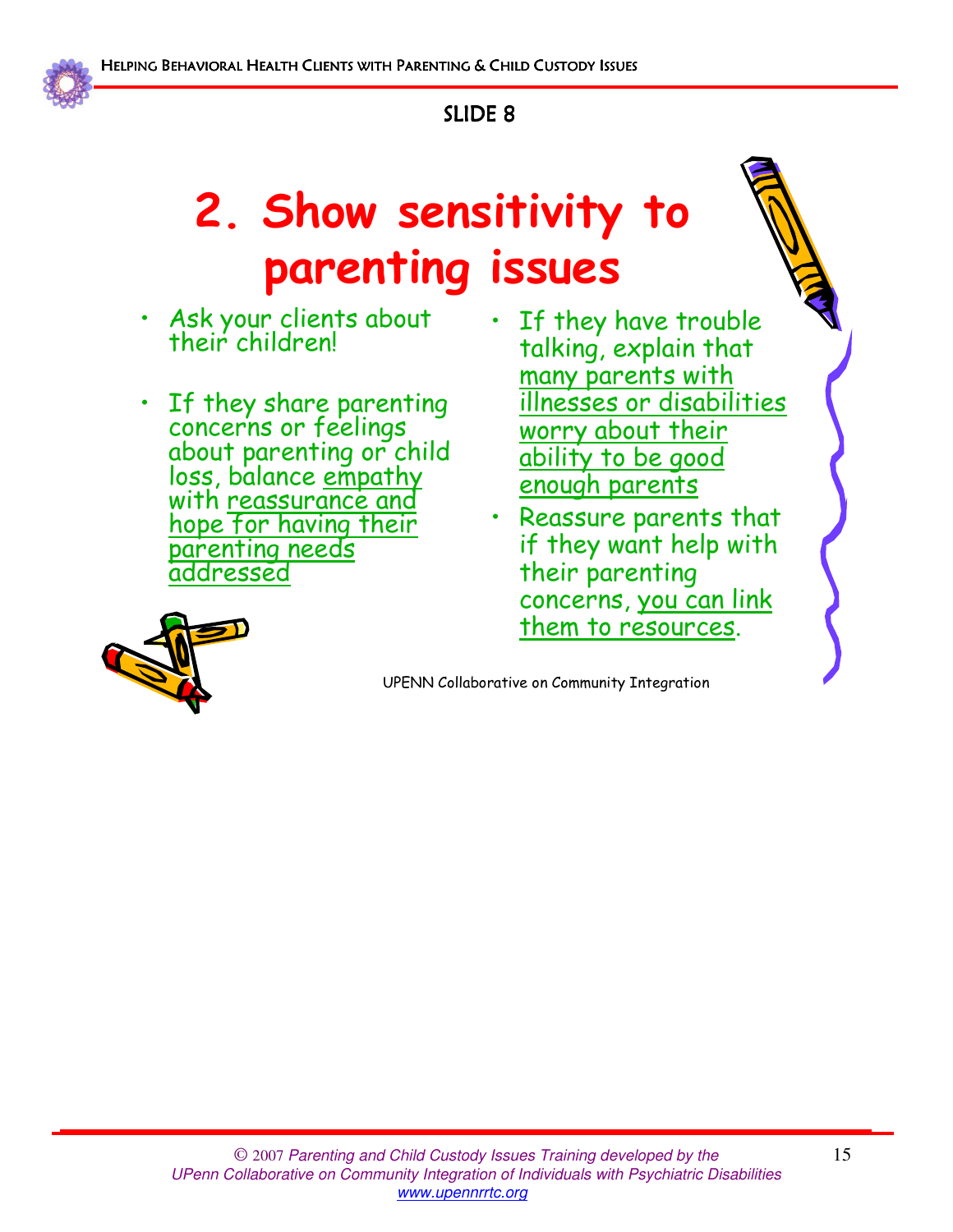SLIDE 8

# 2. Show sensitivity to parenting issues

- Ask your clients about their children!
- If they share parenting concerns or feelings about parenting or child loss, balance empathy with reassurance and hope for having their parenting needs addressed
- If they have trouble talking, explain that many parents with illnesses or disabilities worry about their ability to be good enough parents
- Reassure parents that if they want help with their parenting concerns, you can link them to resources.

UPENN Collaborative on Community Integration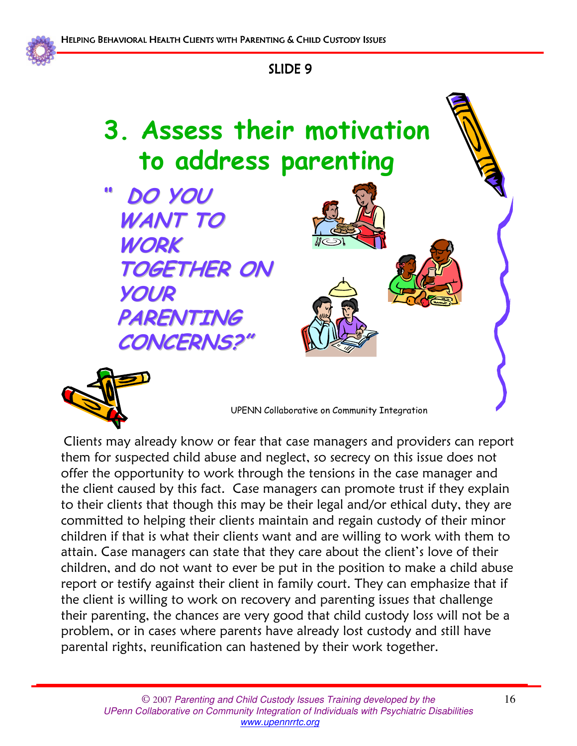## SLIDE 9

# 3. Assess their motivation to address parenting

*"DO YOU WANT TO WORK TOGETHER ON YOUR PARENTING CONCERNS?"*

UPENN Collaborative on Community Integration

Clients may already know or fear that case managers and providers can report them for suspected child abuse and neglect, so secrecy on this issue does not offer the opportunity to work through the tensions in the case manager and the client caused by this fact. Case managers can promote trust if they explain to their clients that though this may be their legal and/or ethical duty, they are committed to helping their clients maintain and regain custody of their minor children if that is what their clients want and are willing to work with them to attain. Case managers can state that they care about the client's love of their children, and do not want to ever be put in the position to make a child abuse report or testify against their client in family court. They can emphasize that if the client is willing to work on recovery and parenting issues that challenge their parenting, the chances are very good that child custody loss will not be a problem, or in cases where parents have already lost custody and still have parental rights, reunification can hastened by their work together.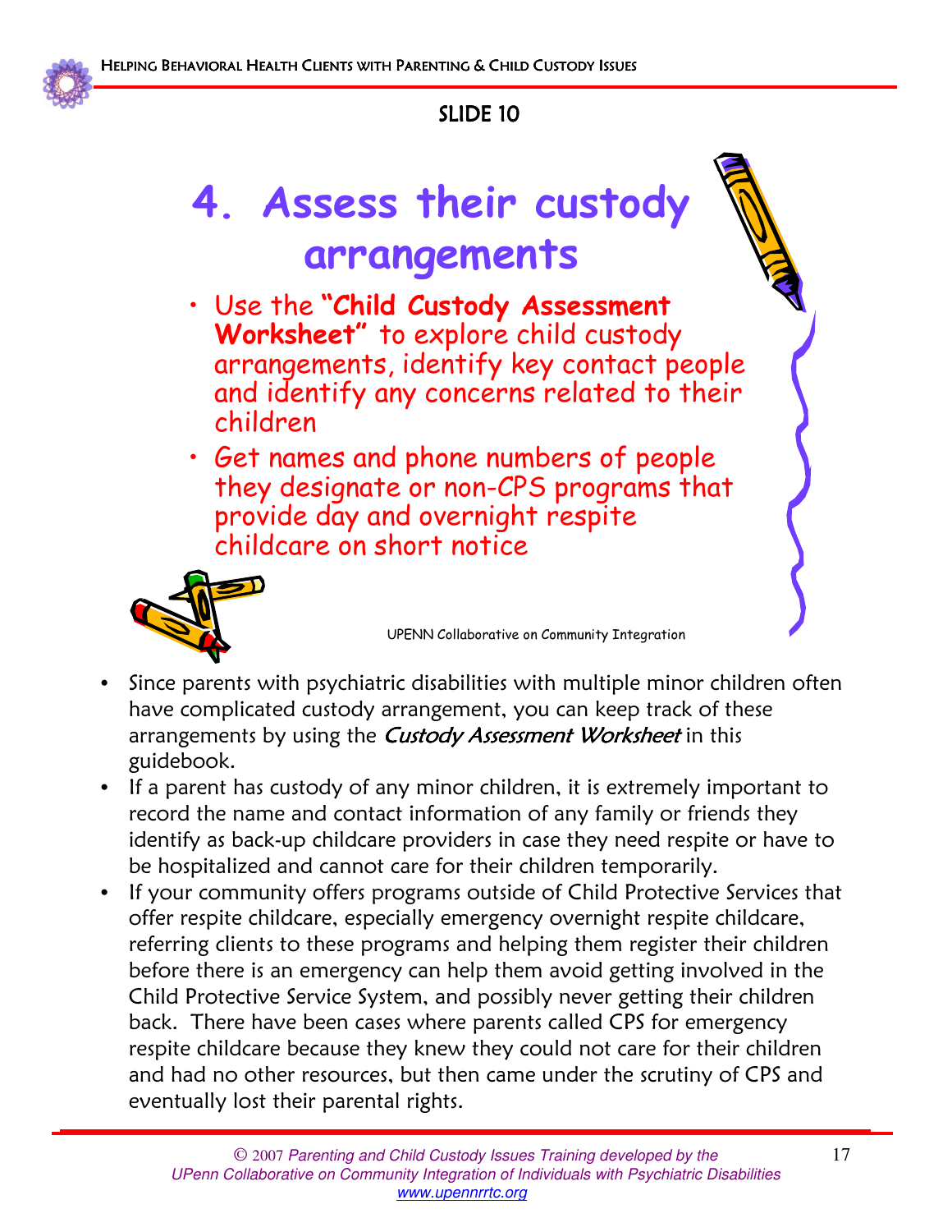SLIDE 10

# 4. Assess their custody arrangements

- Use the **"Child Custody Assessment Worksheet"** to explore child custody arrangements, identify key contact people and identify any concerns related to their children
- Get names and phone numbers of people they designate or non-CPS programs that provide day and overnight respite childcare on short notice

UPENN Collaborative on Community Integration

- Since parents with psychiatric disabilities with multiple minor children often have complicated custody arrangement, you can keep track of these arrangements by using the *Custody Assessment Worksheet* in this guidebook.
- If a parent has custody of any minor children, it is extremely important to record the name and contact information of any family or friends they identify as back-up childcare providers in case they need respite or have to be hospitalized and cannot care for their children temporarily.
- If your community offers programs outside of Child Protective Services that offer respite childcare, especially emergency overnight respite childcare, referring clients to these programs and helping them register their children before there is an emergency can help them avoid getting involved in the Child Protective Service System, and possibly never getting their children back. There have been cases where parents called CPS for emergency respite childcare because they knew they could not care for their children and had no other resources, but then came under the scrutiny of CPS and eventually lost their parental rights.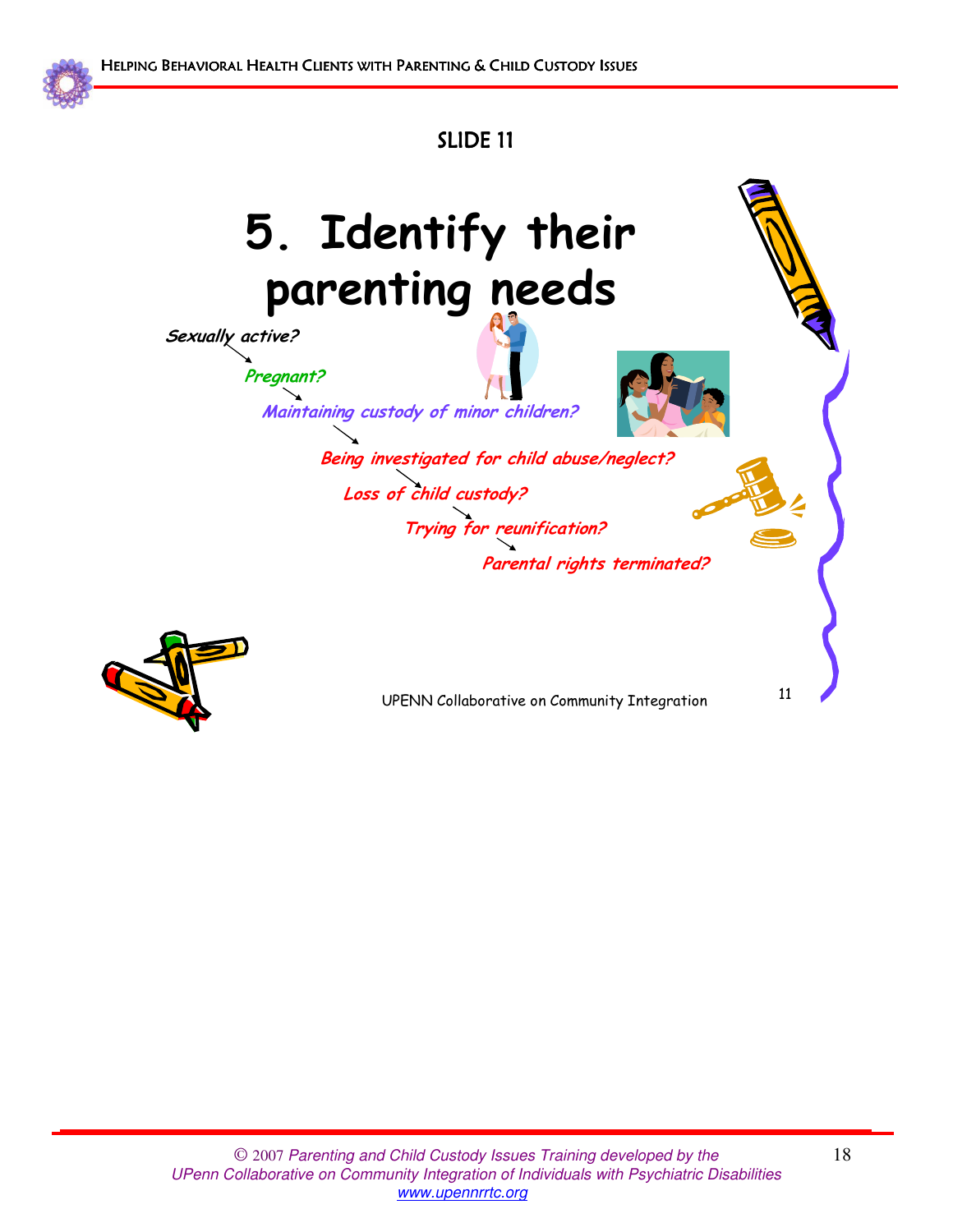## SLIDE 11

# 5. Identify their parenting needs

*Sexually active?*

→ *Pregnant?*

→ *Maintaining custody of minor children?*

→ *Being investigated for child abuse/neglect?*

→ *Loss of child custody?*

→ *Trying for reunification?*

→ *Parental rights terminated?*

UPENN Collaborative on Community Integration

© 2007 *Parenting and Child Custody Issues Training developed by the UPenn Collaborative on Community Integration of Individuals with Psychiatric Disabilities*
*www.upennrrtc.org*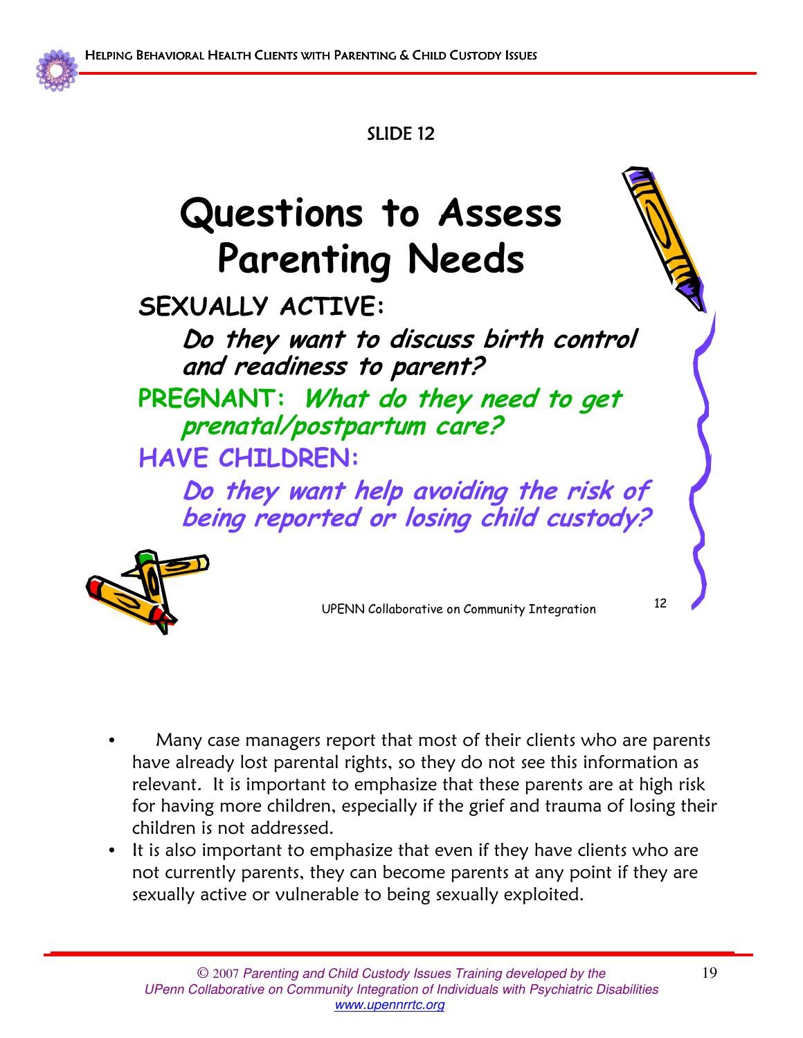SLIDE 12

# Questions to Assess Parenting Needs

**SEXUALLY ACTIVE:**

***Do they want to discuss birth control and readiness to parent?***

**PREGNANT:** ***What do they need to get prenatal/postpartum care?***

**HAVE CHILDREN:**

***Do they want help avoiding the risk of being reported or losing child custody?***

UPENN Collaborative on Community Integration

- Many case managers report that most of their clients who are parents have already lost parental rights, so they do not see this information as relevant. It is important to emphasize that these parents are at high risk for having more children, especially if the grief and trauma of losing their children is not addressed.
- It is also important to emphasize that even if they have clients who are not currently parents, they can become parents at any point if they are sexually active or vulnerable to being sexually exploited.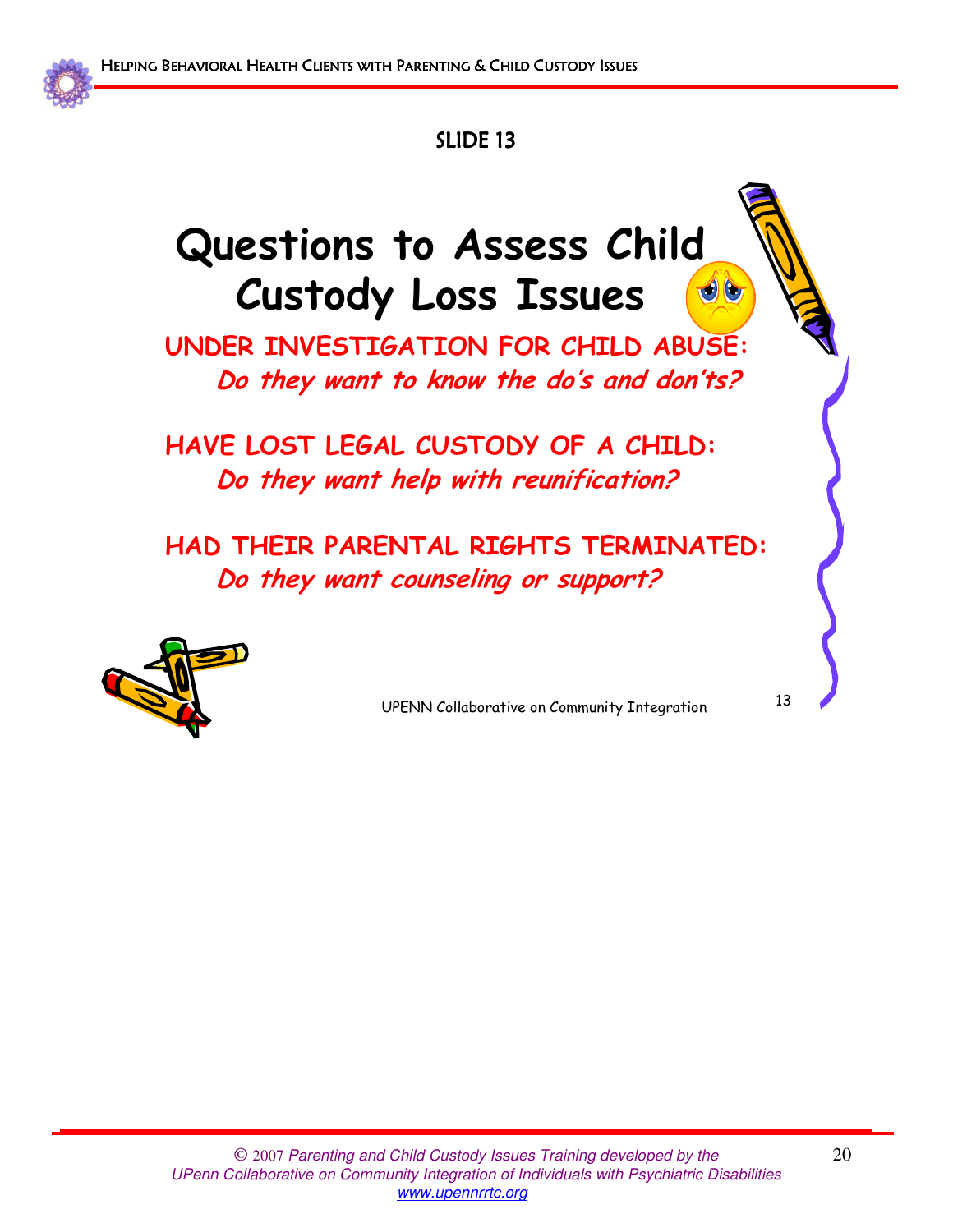SLIDE 13

# Questions to Assess Child Custody Loss Issues

**UNDER INVESTIGATION FOR CHILD ABUSE:**

***Do they want to know the do's and don'ts?***

**HAVE LOST LEGAL CUSTODY OF A CHILD:**

***Do they want help with reunification?***

**HAD THEIR PARENTAL RIGHTS TERMINATED:**

***Do they want counseling or support?***

UPENN Collaborative on Community Integration 13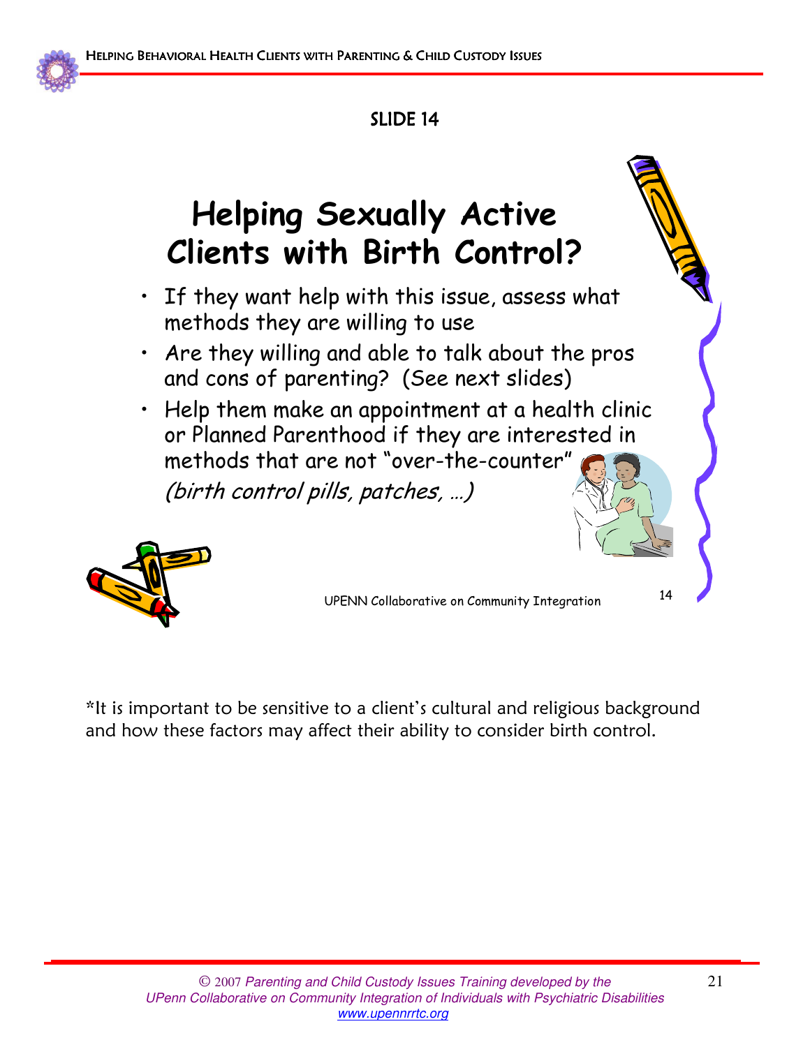## SLIDE 14

# Helping Sexually Active Clients with Birth Control?

- If they want help with this issue, assess what methods they are willing to use
- Are they willing and able to talk about the pros and cons of parenting? (See next slides)
- Help them make an appointment at a health clinic or Planned Parenthood if they are interested in methods that are not "over-the-counter" *(birth control pills, patches, …)*

UPENN Collaborative on Community Integration

*It is important to be sensitive to a client's cultural and religious background and how these factors may affect their ability to consider birth control.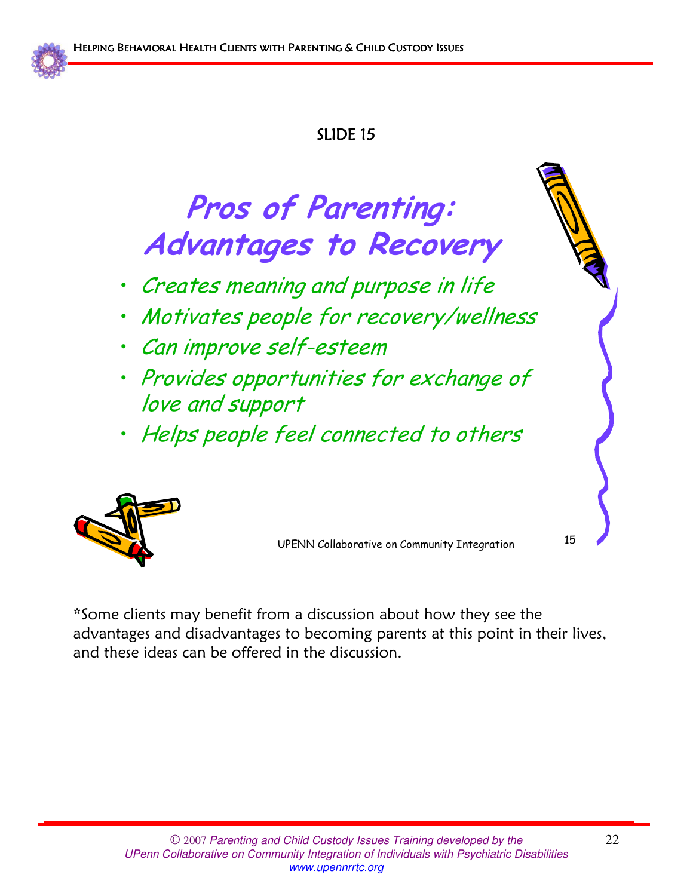SLIDE 15

## Pros of Parenting: Advantages to Recovery

- *Creates meaning and purpose in life*
- *Motivates people for recovery/wellness*
- *Can improve self-esteem*
- *Provides opportunities for exchange of love and support*
- *Helps people feel connected to others*

UPENN Collaborative on Community Integration

*Some clients may benefit from a discussion about how they see the advantages and disadvantages to becoming parents at this point in their lives, and these ideas can be offered in the discussion.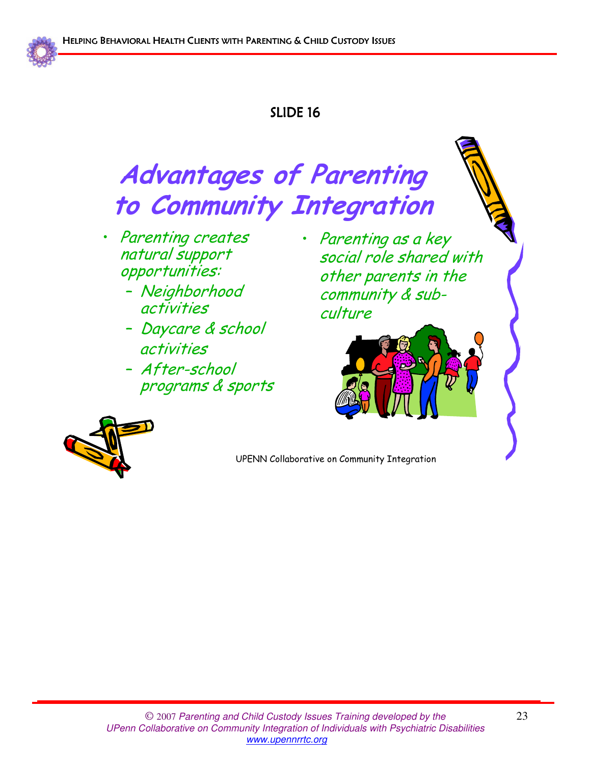SLIDE 16

# Advantages of Parenting to Community Integration

- *Parenting creates natural support opportunities:*
  - *Neighborhood activities*
  - *Daycare & school activities*
  - *After-school programs & sports*
- *Parenting as a key social role shared with other parents in the community & sub-culture*

UPENN Collaborative on Community Integration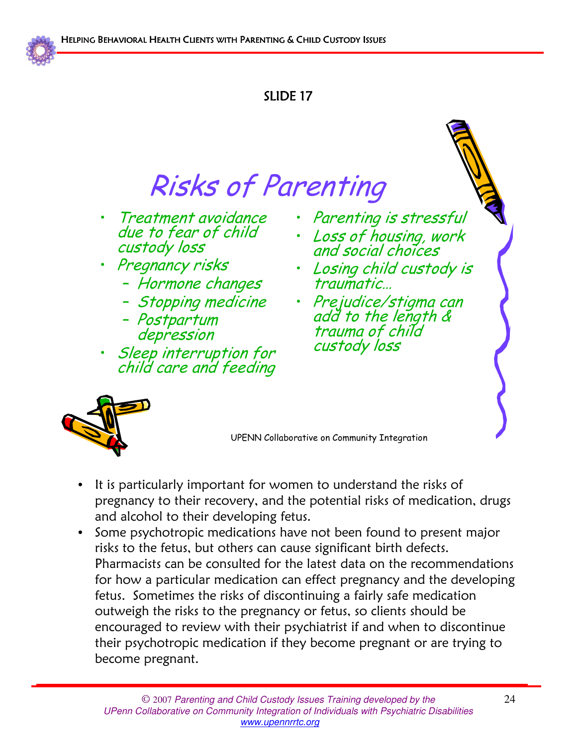SLIDE 17

## Risks of Parenting

- *Treatment avoidance due to fear of child custody loss*
- *Pregnancy risks*
  - *Hormone changes*
  - *Stopping medicine*
  - *Postpartum depression*
- *Sleep interruption for child care and feeding*
- *Parenting is stressful*
- *Loss of housing, work and social choices*
- *Losing child custody is traumatic…*
- *Prejudice/stigma can add to the length & trauma of child custody loss*

UPENN Collaborative on Community Integration

- It is particularly important for women to understand the risks of pregnancy to their recovery, and the potential risks of medication, drugs and alcohol to their developing fetus.
- Some psychotropic medications have not been found to present major risks to the fetus, but others can cause significant birth defects. Pharmacists can be consulted for the latest data on the recommendations for how a particular medication can effect pregnancy and the developing fetus. Sometimes the risks of discontinuing a fairly safe medication outweigh the risks to the pregnancy or fetus, so clients should be encouraged to review with their psychiatrist if and when to discontinue their psychotropic medication if they become pregnant or are trying to become pregnant.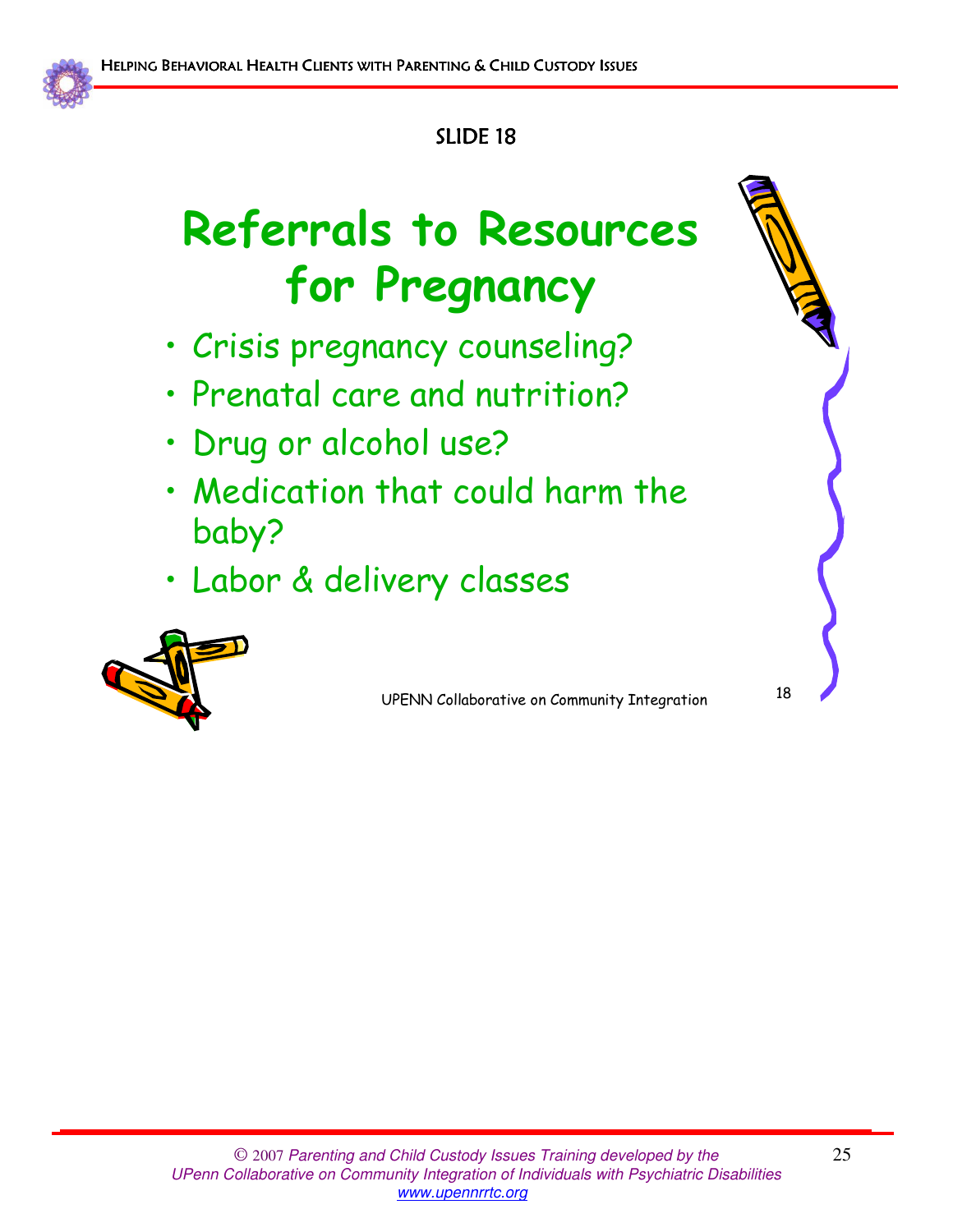SLIDE 18

# Referrals to Resources for Pregnancy

- Crisis pregnancy counseling?
- Prenatal care and nutrition?
- Drug or alcohol use?
- Medication that could harm the baby?
- Labor & delivery classes

UPENN Collaborative on Community Integration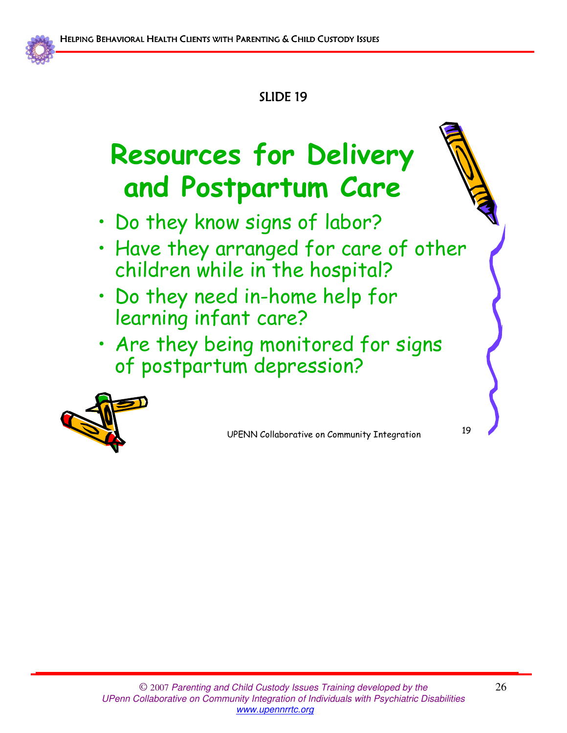SLIDE 19

# Resources for Delivery and Postpartum Care

- Do they know signs of labor?
- Have they arranged for care of other children while in the hospital?
- Do they need in-home help for learning infant care?
- Are they being monitored for signs of postpartum depression?

UPENN Collaborative on Community Integration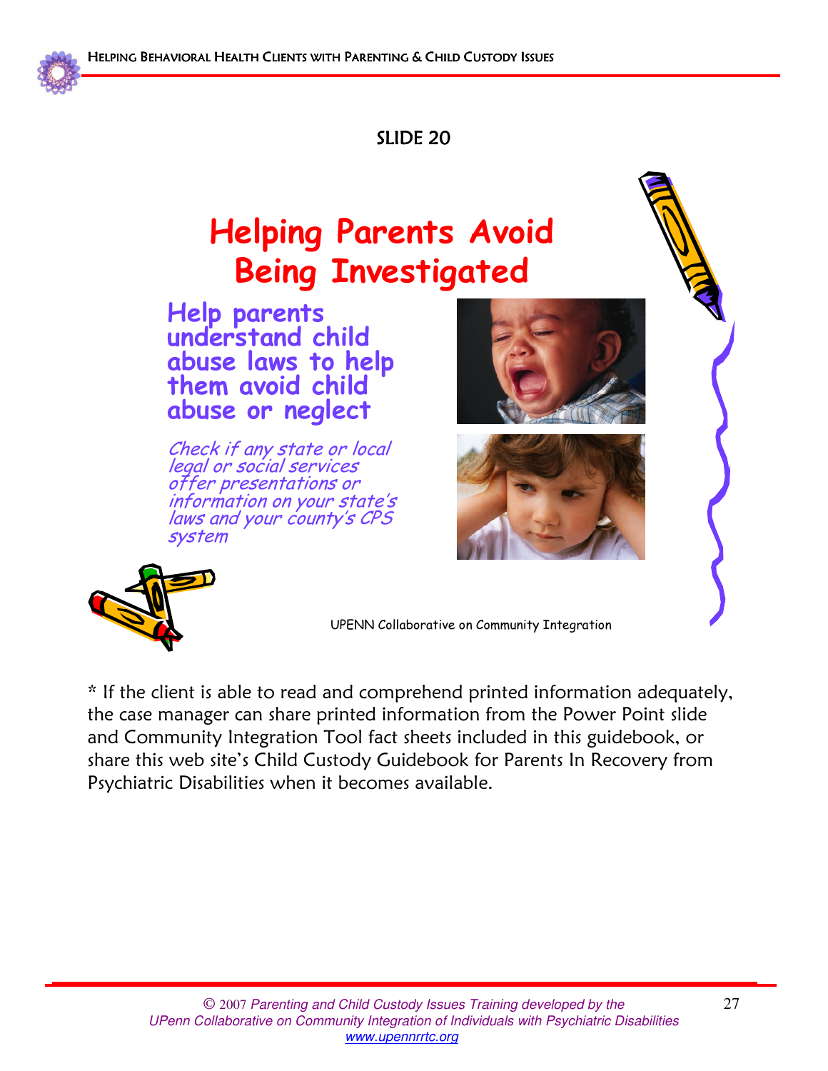SLIDE 20

# Helping Parents Avoid Being Investigated

**Help parents understand child abuse laws to help them avoid child abuse or neglect**

*Check if any state or local legal or social services offer presentations or information on your state's laws and your county's CPS system*

UPENN Collaborative on Community Integration

* If the client is able to read and comprehend printed information adequately, the case manager can share printed information from the Power Point slide and Community Integration Tool fact sheets included in this guidebook, or share this web site's Child Custody Guidebook for Parents In Recovery from Psychiatric Disabilities when it becomes available.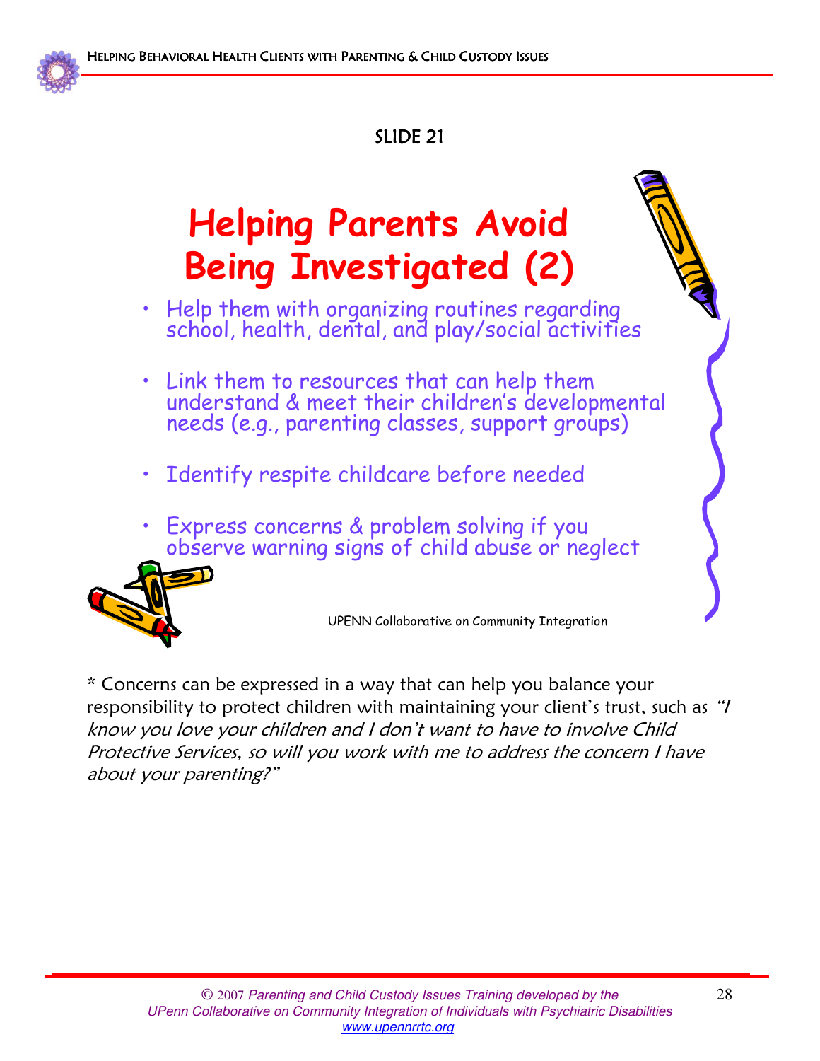SLIDE 21

# Helping Parents Avoid Being Investigated (2)

- Help them with organizing routines regarding school, health, dental, and play/social activities
- Link them to resources that can help them understand & meet their children's developmental needs (e.g., parenting classes, support groups)
- Identify respite childcare before needed
- Express concerns & problem solving if you observe warning signs of child abuse or neglect

UPENN Collaborative on Community Integration

* Concerns can be expressed in a way that can help you balance your responsibility to protect children with maintaining your client's trust, such as *"I know you love your children and I don't want to have to involve Child Protective Services, so will you work with me to address the concern I have about your parenting?"*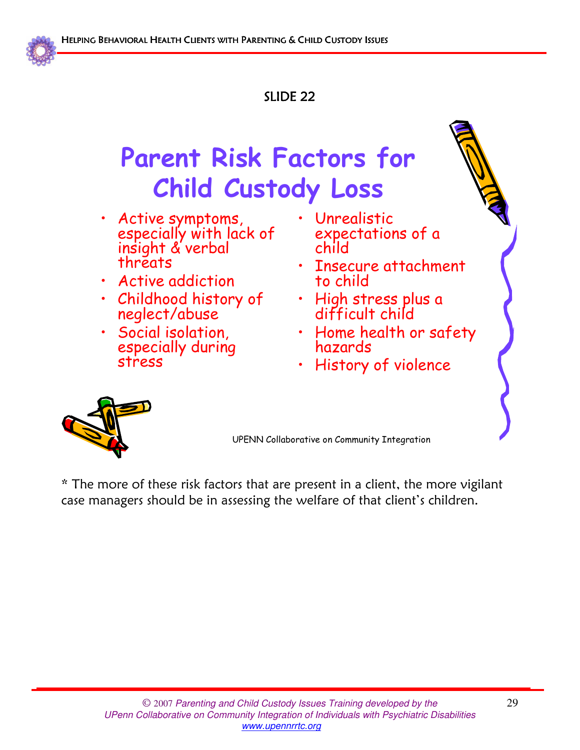SLIDE 22

# Parent Risk Factors for Child Custody Loss

- Active symptoms, especially with lack of insight & verbal threats
- Active addiction
- Childhood history of neglect/abuse
- Social isolation, especially during stress
- Unrealistic expectations of a child
- Insecure attachment to child
- High stress plus a difficult child
- Home health or safety hazards
- History of violence

UPENN Collaborative on Community Integration

* The more of these risk factors that are present in a client, the more vigilant case managers should be in assessing the welfare of that client's children.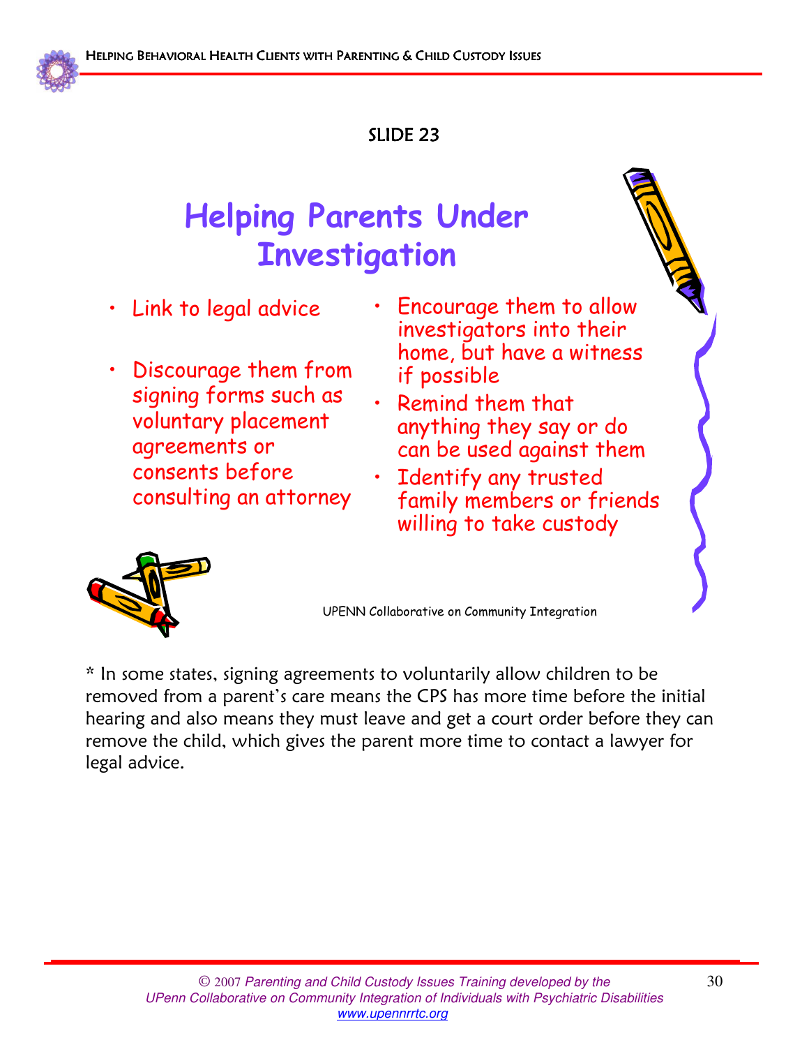SLIDE 23

# Helping Parents Under Investigation

- Link to legal advice
- Discourage them from signing forms such as voluntary placement agreements or consents before consulting an attorney
- Encourage them to allow investigators into their home, but have a witness if possible
- Remind them that anything they say or do can be used against them
- Identify any trusted family members or friends willing to take custody

UPENN Collaborative on Community Integration

* In some states, signing agreements to voluntarily allow children to be removed from a parent's care means the CPS has more time before the initial hearing and also means they must leave and get a court order before they can remove the child, which gives the parent more time to contact a lawyer for legal advice.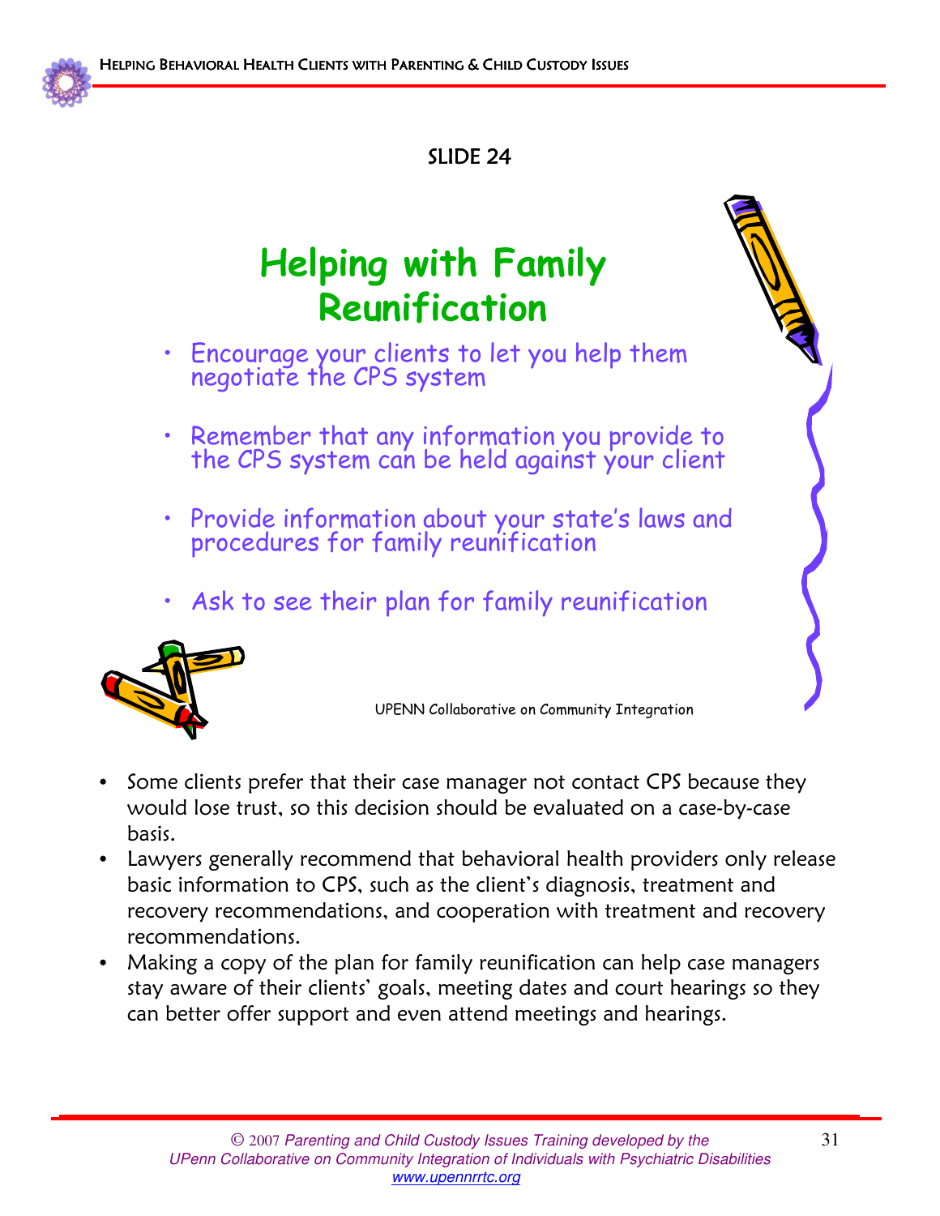SLIDE 24

## Helping with Family Reunification

- Encourage your clients to let you help them negotiate the CPS system
- Remember that any information you provide to the CPS system can be held against your client
- Provide information about your state's laws and procedures for family reunification
- Ask to see their plan for family reunification

UPENN Collaborative on Community Integration

- Some clients prefer that their case manager not contact CPS because they would lose trust, so this decision should be evaluated on a case-by-case basis.
- Lawyers generally recommend that behavioral health providers only release basic information to CPS, such as the client's diagnosis, treatment and recovery recommendations, and cooperation with treatment and recovery recommendations.
- Making a copy of the plan for family reunification can help case managers stay aware of their clients' goals, meeting dates and court hearings so they can better offer support and even attend meetings and hearings.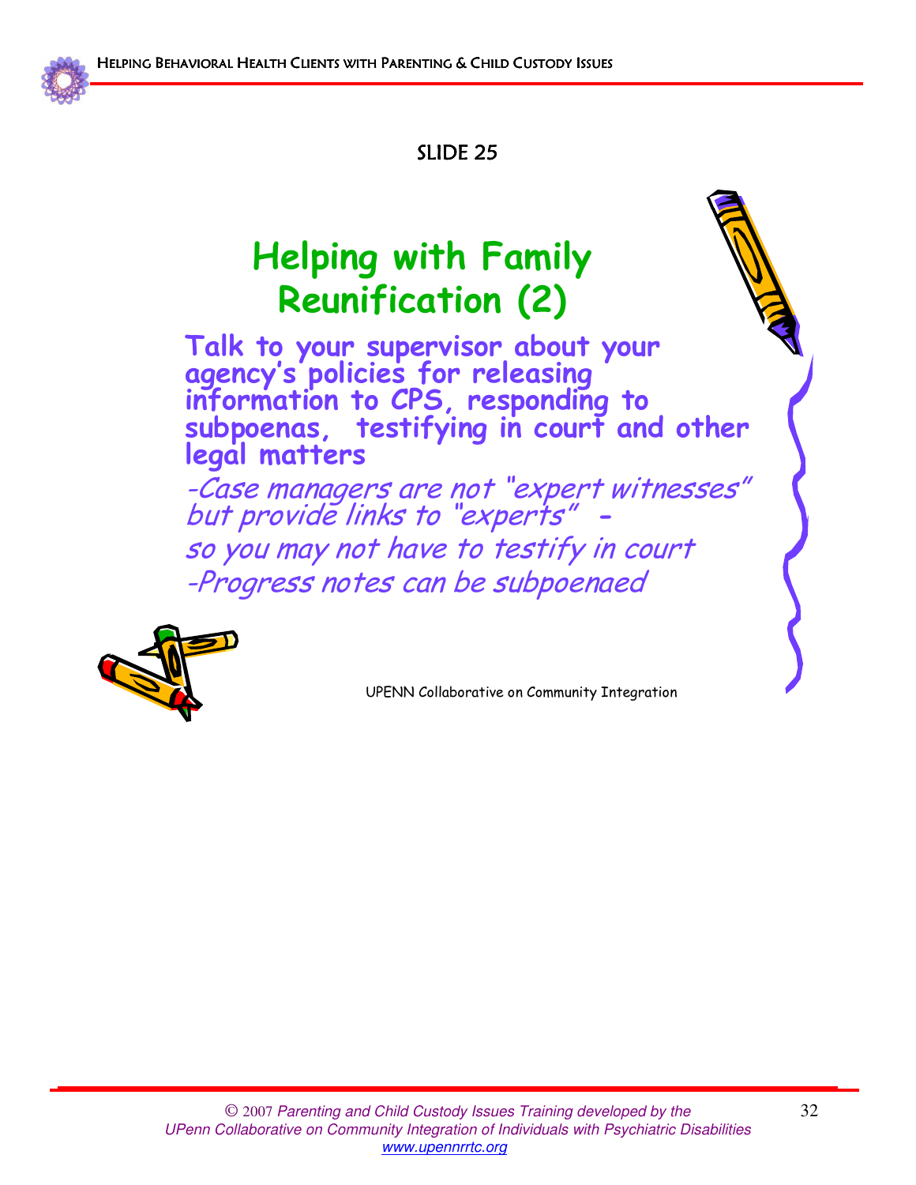SLIDE 25

# Helping with Family Reunification (2)

**Talk to your supervisor about your agency's policies for releasing information to CPS, responding to subpoenas, testifying in court and other legal matters**

*-Case managers are not "expert witnesses" but provide links to "experts" - so you may not have to testify in court*

*-Progress notes can be subpoenaed*

UPENN Collaborative on Community Integration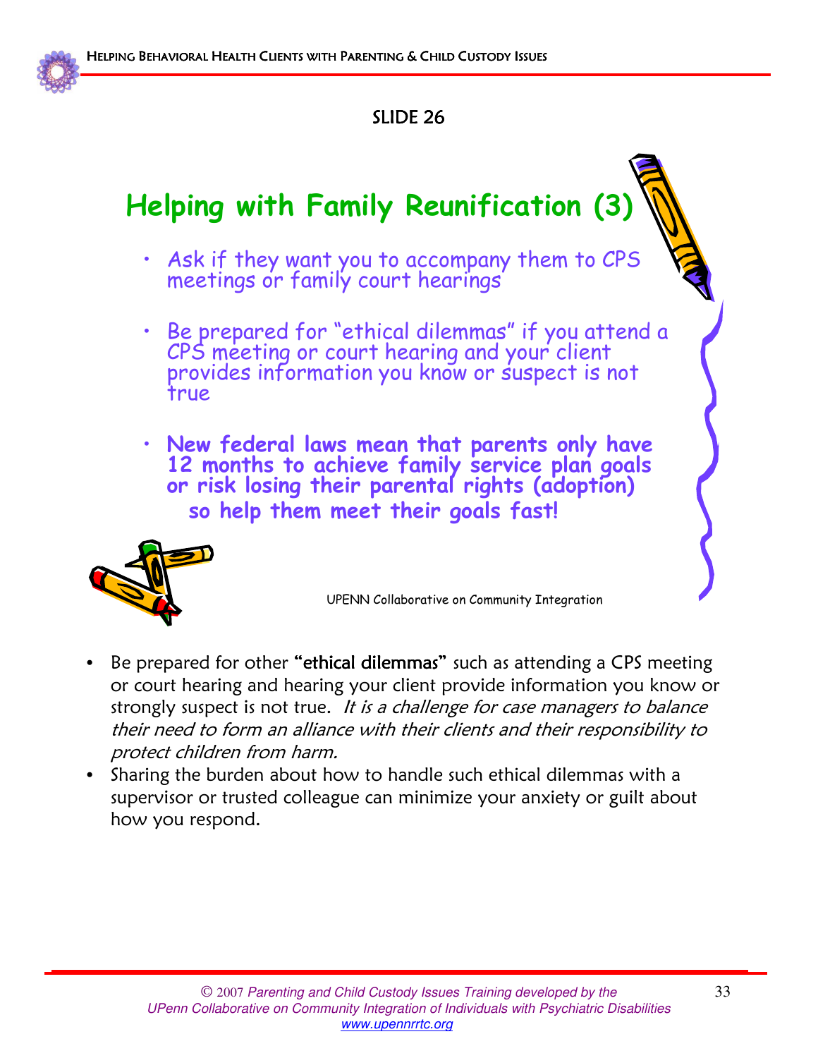SLIDE 26

## Helping with Family Reunification (3)

- Ask if they want you to accompany them to CPS meetings or family court hearings
- Be prepared for "ethical dilemmas" if you attend a CPS meeting or court hearing and your client provides information you know or suspect is not true
- **New federal laws mean that parents only have 12 months to achieve family service plan goals or risk losing their parental rights (adoption) so help them meet their goals fast!**

UPENN Collaborative on Community Integration

- Be prepared for other **"ethical dilemmas"** such as attending a CPS meeting or court hearing and hearing your client provide information you know or strongly suspect is not true. *It is a challenge for case managers to balance their need to form an alliance with their clients and their responsibility to protect children from harm.*
- Sharing the burden about how to handle such ethical dilemmas with a supervisor or trusted colleague can minimize your anxiety or guilt about how you respond.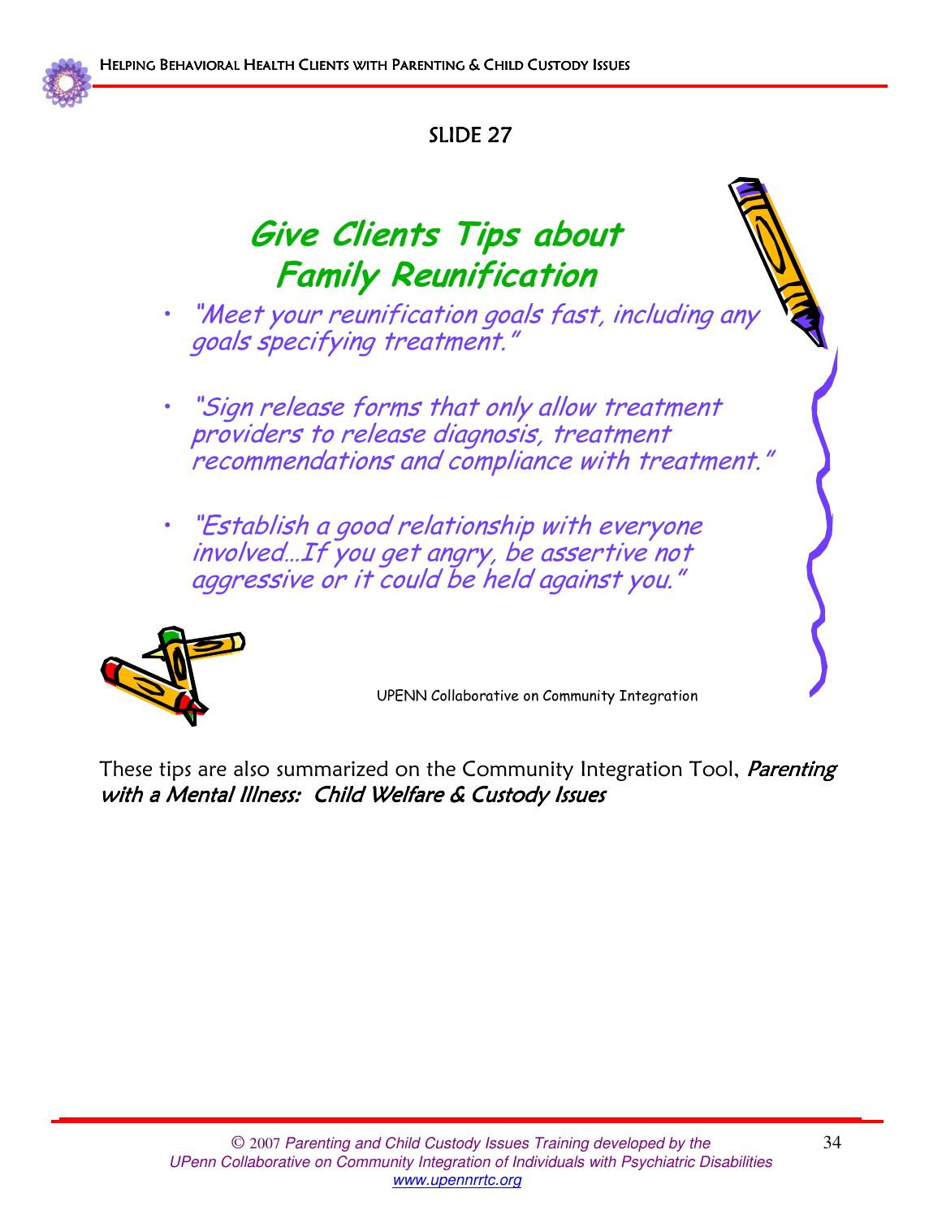SLIDE 27

## Give Clients Tips about Family Reunification

- *"Meet your reunification goals fast, including any goals specifying treatment."*
- *"Sign release forms that only allow treatment providers to release diagnosis, treatment recommendations and compliance with treatment."*
- *"Establish a good relationship with everyone involved…If you get angry, be assertive not aggressive or it could be held against you."*

UPENN Collaborative on Community Integration

These tips are also summarized on the Community Integration Tool, *Parenting with a Mental Illness: Child Welfare & Custody Issues*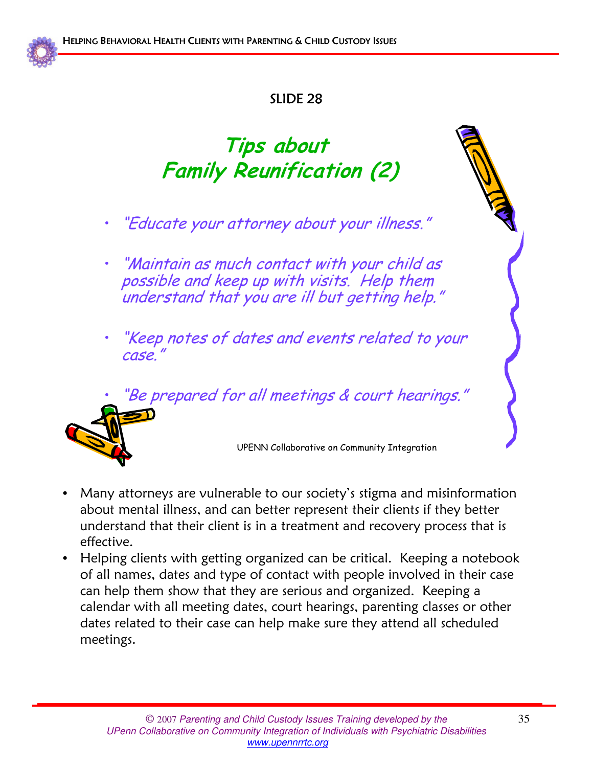SLIDE 28

## *Tips about Family Reunification (2)*

- *"Educate your attorney about your illness."*
- *"Maintain as much contact with your child as possible and keep up with visits. Help them understand that you are ill but getting help."*
- *"Keep notes of dates and events related to your case."*
- *"Be prepared for all meetings & court hearings."*

UPENN Collaborative on Community Integration

- Many attorneys are vulnerable to our society's stigma and misinformation about mental illness, and can better represent their clients if they better understand that their client is in a treatment and recovery process that is effective.
- Helping clients with getting organized can be critical. Keeping a notebook of all names, dates and type of contact with people involved in their case can help them show that they are serious and organized. Keeping a calendar with all meeting dates, court hearings, parenting classes or other dates related to their case can help make sure they attend all scheduled meetings.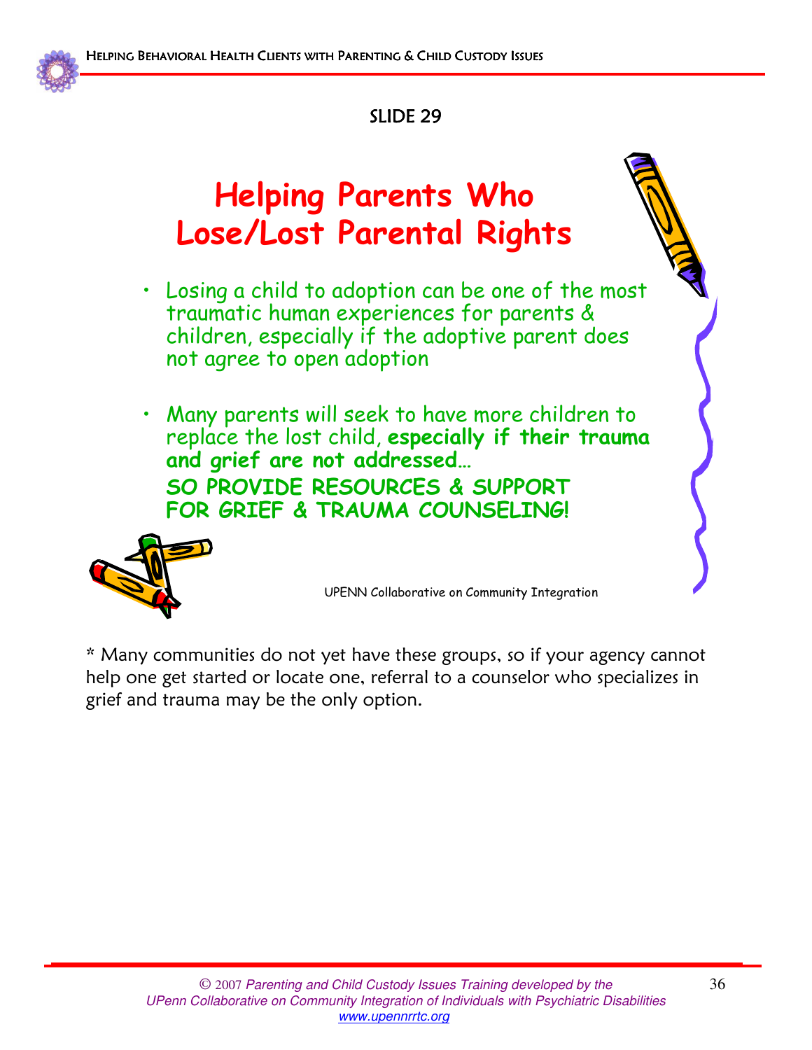SLIDE 29

# Helping Parents Who Lose/Lost Parental Rights

- Losing a child to adoption can be one of the most traumatic human experiences for parents & children, especially if the adoptive parent does not agree to open adoption

- Many parents will seek to have more children to replace the lost child, **especially if their trauma and grief are not addressed…**
  **SO PROVIDE RESOURCES & SUPPORT FOR GRIEF & TRAUMA COUNSELING!**

UPENN Collaborative on Community Integration

* Many communities do not yet have these groups, so if your agency cannot help one get started or locate one, referral to a counselor who specializes in grief and trauma may be the only option.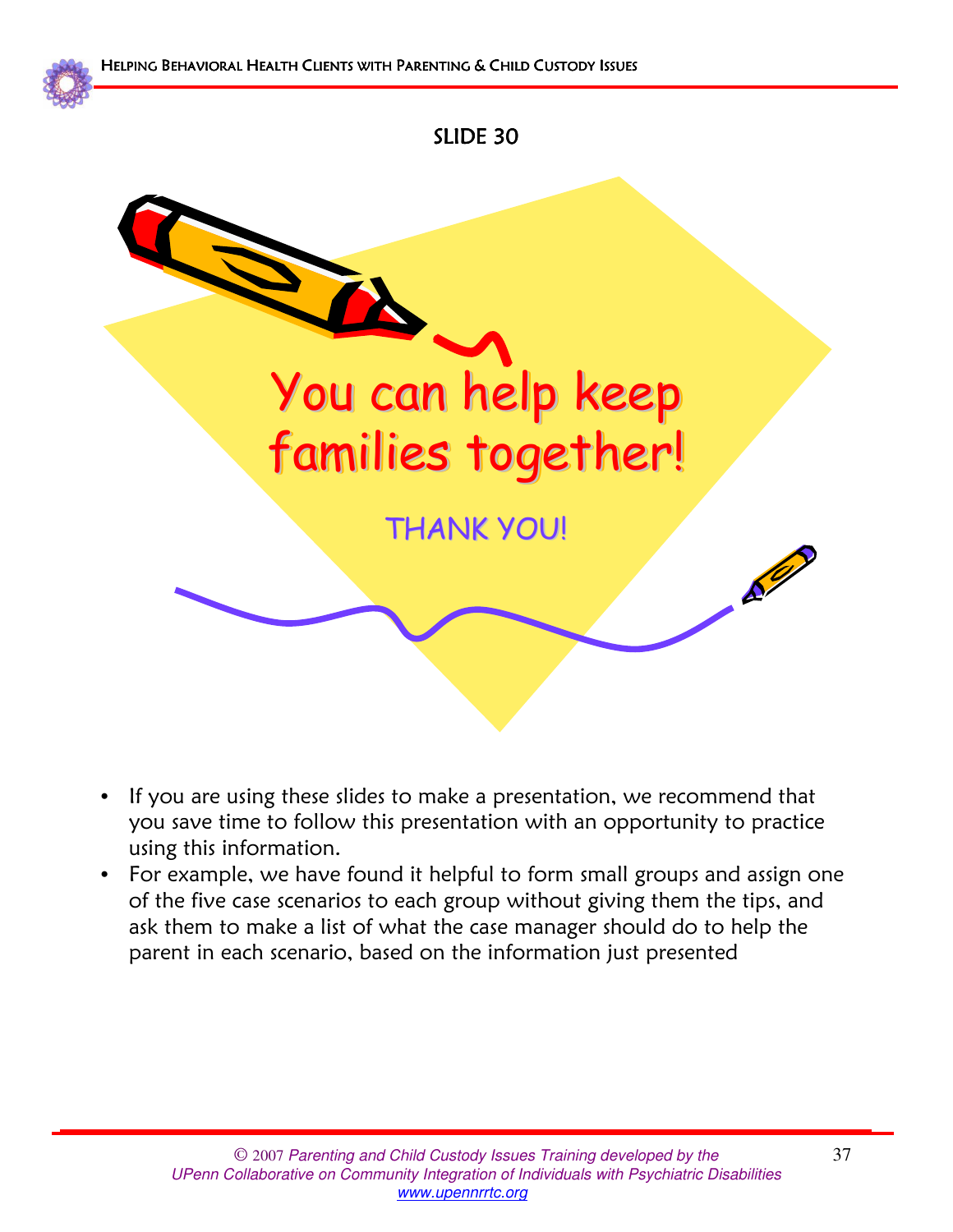SLIDE 30

You can help keep families together!

THANK YOU!

- If you are using these slides to make a presentation, we recommend that you save time to follow this presentation with an opportunity to practice using this information.
- For example, we have found it helpful to form small groups and assign one of the five case scenarios to each group without giving them the tips, and ask them to make a list of what the case manager should do to help the parent in each scenario, based on the information just presented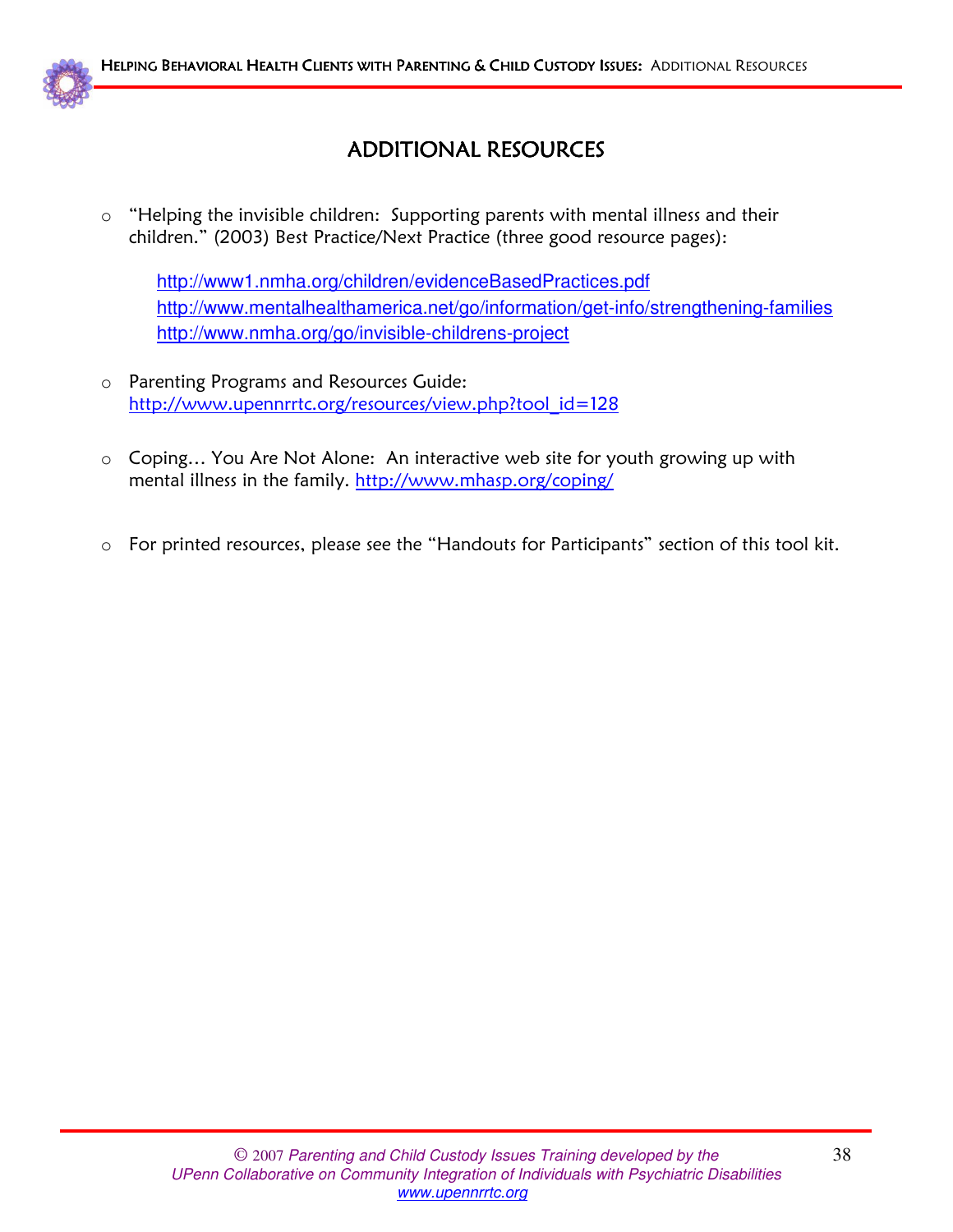# ADDITIONAL RESOURCES

- "Helping the invisible children: Supporting parents with mental illness and their children." (2003) Best Practice/Next Practice (three good resource pages):

  http://www1.nmha.org/children/evidenceBasedPractices.pdf
  http://www.mentalhealthamerica.net/go/information/get-info/strengthening-families
  http://www.nmha.org/go/invisible-childrens-project

- Parenting Programs and Resources Guide: http://www.upennrrtc.org/resources/view.php?tool_id=128

- Coping… You Are Not Alone: An interactive web site for youth growing up with mental illness in the family. http://www.mhasp.org/coping/

- For printed resources, please see the "Handouts for Participants" section of this tool kit.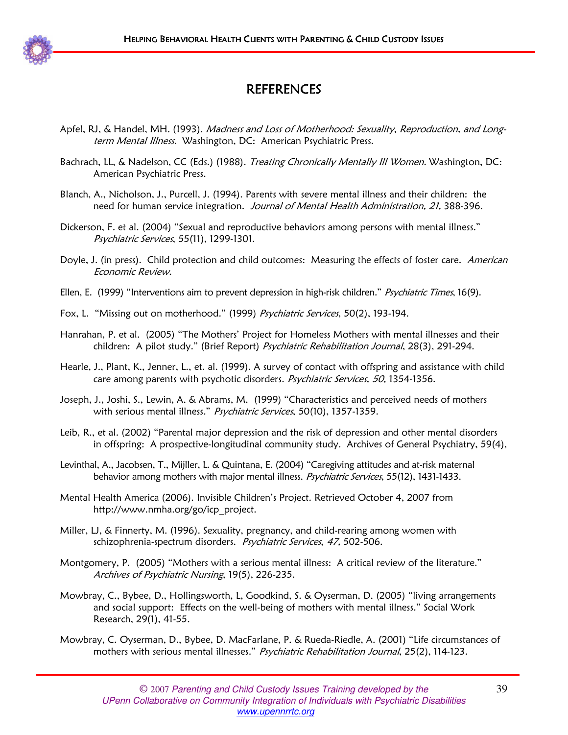# REFERENCES

Apfel, RJ, & Handel, MH. (1993). *Madness and Loss of Motherhood: Sexuality, Reproduction, and Long-term Mental Illness.* Washington, DC: American Psychiatric Press.

Bachrach, LL, & Nadelson, CC (Eds.) (1988). *Treating Chronically Mentally Ill Women.* Washington, DC: American Psychiatric Press.

Blanch, A., Nicholson, J., Purcell, J. (1994). Parents with severe mental illness and their children: the need for human service integration. *Journal of Mental Health Administration, 21*, 388-396.

Dickerson, F. et al. (2004) "Sexual and reproductive behaviors among persons with mental illness." *Psychiatric Services*, 55(11), 1299-1301.

Doyle, J. (in press). Child protection and child outcomes: Measuring the effects of foster care. *American Economic Review.*

Ellen, E. (1999) "Interventions aim to prevent depression in high-risk children." *Psychiatric Times*, 16(9).

Fox, L. "Missing out on motherhood." (1999) *Psychiatric Services*, 50(2), 193-194.

Hanrahan, P. et al. (2005) "The Mothers' Project for Homeless Mothers with mental illnesses and their children: A pilot study." (Brief Report) *Psychiatric Rehabilitation Journal*, 28(3), 291-294.

Hearle, J., Plant, K., Jenner, L., et. al. (1999). A survey of contact with offspring and assistance with child care among parents with psychotic disorders. *Psychiatric Services, 50*, 1354-1356.

Joseph, J., Joshi, S., Lewin, A. & Abrams, M. (1999) "Characteristics and perceived needs of mothers with serious mental illness." *Psychiatric Services*, 50(10), 1357-1359.

Leib, R., et al. (2002) "Parental major depression and the risk of depression and other mental disorders in offspring: A prospective-longitudinal community study. Archives of General Psychiatry, 59(4),

Levinthal, A., Jacobsen, T., Mijller, L. & Quintana, E. (2004) "Caregiving attitudes and at-risk maternal behavior among mothers with major mental illness. *Psychiatric Services*, 55(12), 1431-1433.

Mental Health America (2006). Invisible Children's Project. Retrieved October 4, 2007 from http://www.nmha.org/go/icp_project.

Miller, LJ, & Finnerty, M. (1996). Sexuality, pregnancy, and child-rearing among women with schizophrenia-spectrum disorders. *Psychiatric Services, 47*, 502-506.

Montgomery, P. (2005) "Mothers with a serious mental illness: A critical review of the literature." *Archives of Psychiatric Nursing*, 19(5), 226-235.

Mowbray, C., Bybee, D., Hollingsworth, L, Goodkind, S. & Oyserman, D. (2005) "living arrangements and social support: Effects on the well-being of mothers with mental illness." Social Work Research, 29(1), 41-55.

Mowbray, C. Oyserman, D., Bybee, D. MacFarlane, P. & Rueda-Riedle, A. (2001) "Life circumstances of mothers with serious mental illnesses." *Psychiatric Rehabilitation Journal*, 25(2), 114-123.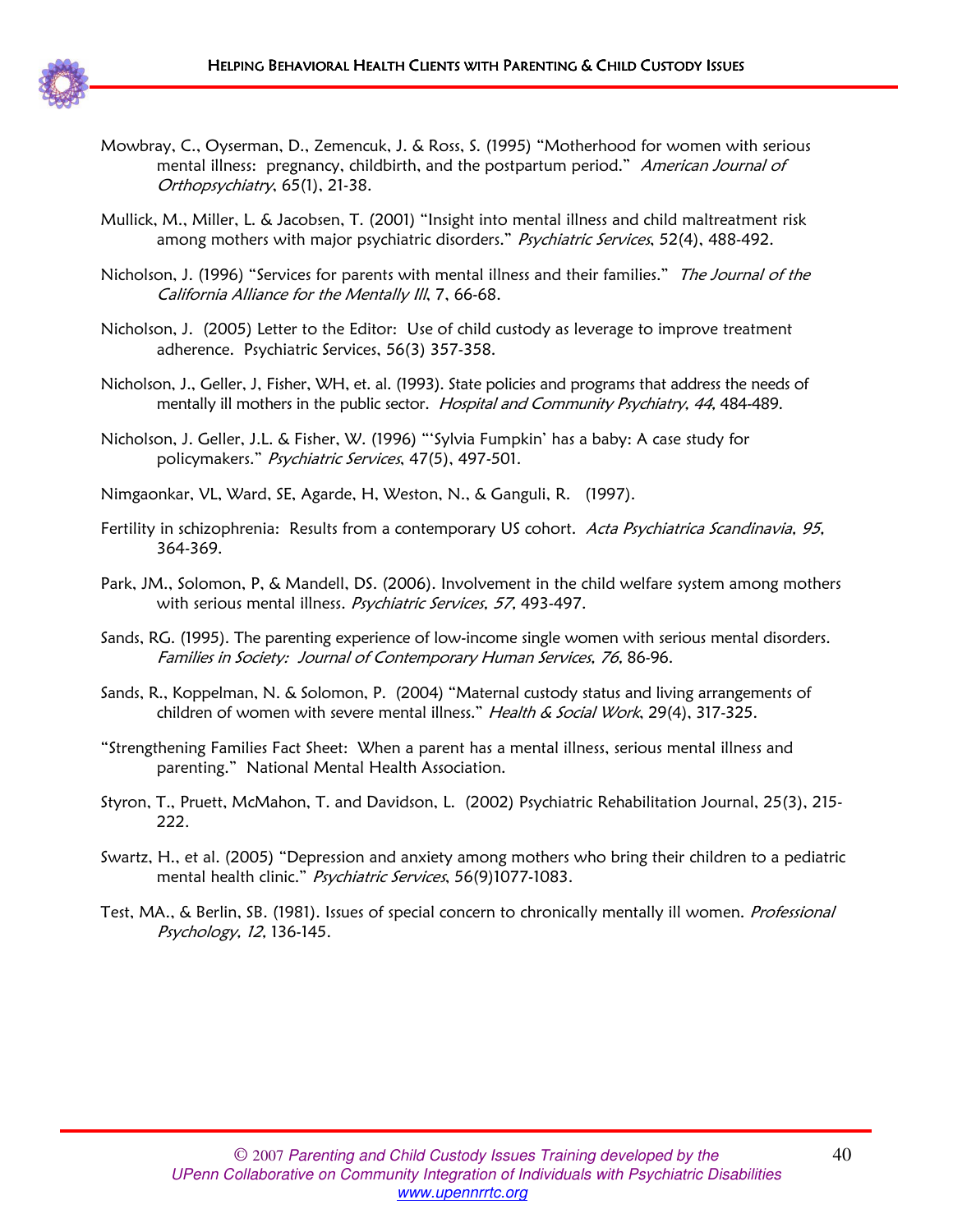Mowbray, C., Oyserman, D., Zemencuk, J. & Ross, S. (1995) "Motherhood for women with serious mental illness: pregnancy, childbirth, and the postpartum period." *American Journal of Orthopsychiatry*, 65(1), 21-38.

Mullick, M., Miller, L. & Jacobsen, T. (2001) "Insight into mental illness and child maltreatment risk among mothers with major psychiatric disorders." *Psychiatric Services*, 52(4), 488-492.

Nicholson, J. (1996) "Services for parents with mental illness and their families." *The Journal of the California Alliance for the Mentally Ill*, 7, 66-68.

Nicholson, J. (2005) Letter to the Editor: Use of child custody as leverage to improve treatment adherence. Psychiatric Services, 56(3) 357-358.

Nicholson, J., Geller, J, Fisher, WH, et. al. (1993). State policies and programs that address the needs of mentally ill mothers in the public sector. *Hospital and Community Psychiatry, 44*, 484-489.

Nicholson, J. Geller, J.L. & Fisher, W. (1996) "'Sylvia Fumpkin' has a baby: A case study for policymakers." *Psychiatric Services*, 47(5), 497-501.

Nimgaonkar, VL, Ward, SE, Agarde, H, Weston, N., & Ganguli, R. (1997).

Fertility in schizophrenia: Results from a contemporary US cohort. *Acta Psychiatrica Scandinavia, 95*, 364-369.

Park, JM., Solomon, P, & Mandell, DS. (2006). Involvement in the child welfare system among mothers with serious mental illness. *Psychiatric Services, 57*, 493-497.

Sands, RG. (1995). The parenting experience of low-income single women with serious mental disorders. *Families in Society: Journal of Contemporary Human Services, 76*, 86-96.

Sands, R., Koppelman, N. & Solomon, P. (2004) "Maternal custody status and living arrangements of children of women with severe mental illness." *Health & Social Work*, 29(4), 317-325.

"Strengthening Families Fact Sheet: When a parent has a mental illness, serious mental illness and parenting." National Mental Health Association.

Styron, T., Pruett, McMahon, T. and Davidson, L. (2002) Psychiatric Rehabilitation Journal, 25(3), 215-222.

Swartz, H., et al. (2005) "Depression and anxiety among mothers who bring their children to a pediatric mental health clinic." *Psychiatric Services*, 56(9)1077-1083.

Test, MA., & Berlin, SB. (1981). Issues of special concern to chronically mentally ill women. *Professional Psychology, 12*, 136-145.